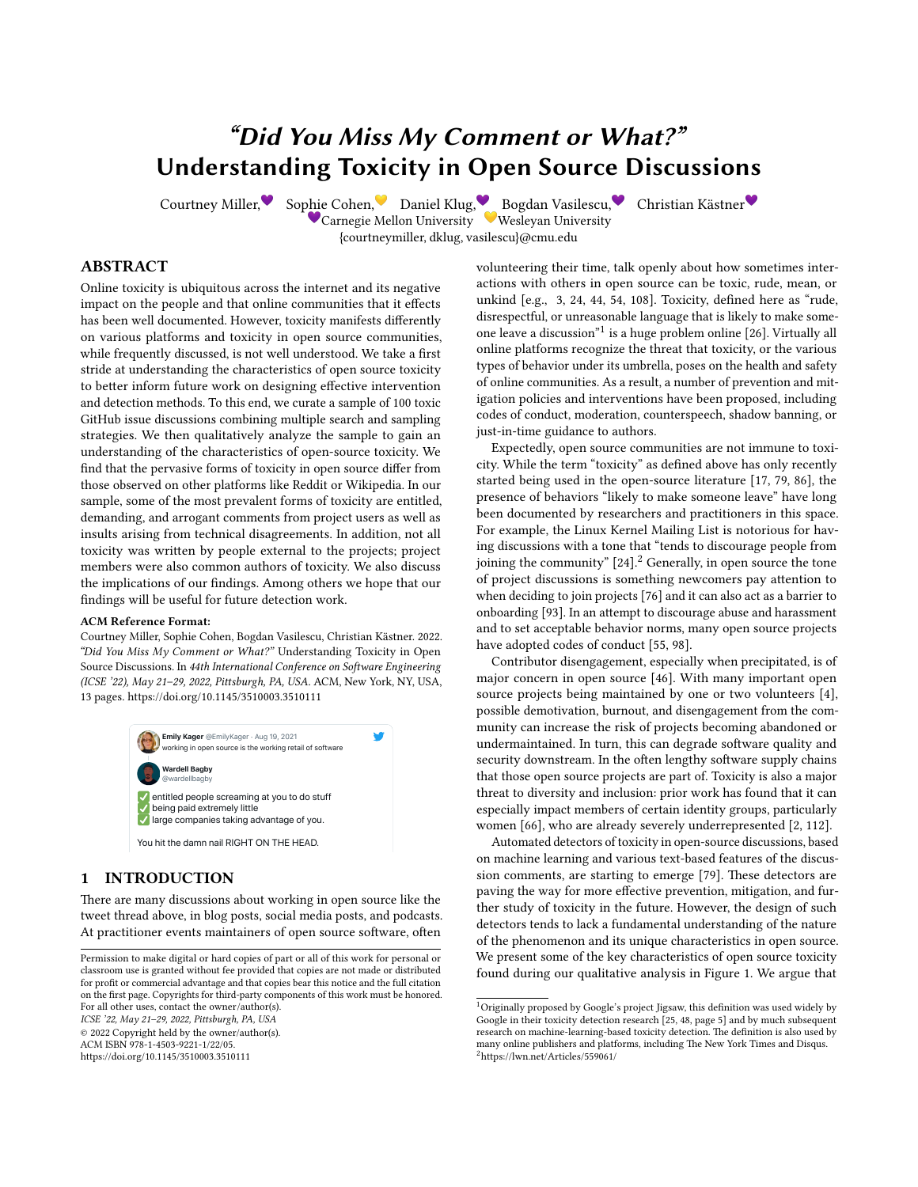# *"Did You Miss My Comment or What?"* Understanding Toxicity in Open Source Discussions

Courtney Miller, Sophie Cohen, Daniel Klug, Bogdan Vasilescu, Christian Kästner

Carnegie Mellon University, Wesleyan University

{courtneymiller, dklug, vasilescu}@cmu.edu

## ABSTRACT

Online toxicity is ubiquitous across the internet and its negative impact on the people and that online communities that it effects has been well documented. However, toxicity manifests differently on various platforms and toxicity in open source communities, while frequently discussed, is not well understood. We take a first stride at understanding the characteristics of open source toxicity to better inform future work on designing effective intervention and detection methods. To this end, we curate a sample of 100 toxic GitHub issue discussions combining multiple search and sampling strategies. We then qualitatively analyze the sample to gain an understanding of the characteristics of open-source toxicity. We find that the pervasive forms of toxicity in open source differ from those observed on other platforms like Reddit or Wikipedia. In our sample, some of the most prevalent forms of toxicity are entitled, demanding, and arrogant comments from project users as well as insults arising from technical disagreements. In addition, not all toxicity was written by people external to the projects; project members were also common authors of toxicity. We also discuss the implications of our findings. Among others we hope that our findings will be useful for future detection work.

**ACM Reference Format:**

Courtney Miller, Sophie Cohen, Bogdan Vasilescu, Christian Kästner. 2022. *"Did You Miss My Comment or What?"* Understanding Toxicity in Open Source Discussions. In *44th International Conference on Software Engineering (ICSE '22), May 21–29, 2022, Pittsburgh, PA, USA.* ACM, New York, NY, USA, 13 pages. https://doi.org/10.1145/3510003.3510111

**Emily Kager** @EmilyKager · Aug 19, 2021
working in open source is the working retail of software

**Wardell Bagby** @wardellbagby
✅ entitled people screaming at you to do stuff
✅ being paid extremely little
✅ large companies taking advantage of you.

You hit the damn nail RIGHT ON THE HEAD.

## 1 INTRODUCTION

There are many discussions about working in open source like the tweet thread above, in blog posts, social media posts, and podcasts. At practitioner events maintainers of open source software, often volunteering their time, talk openly about how sometimes interactions with others in open source can be toxic, rude, mean, or unkind [e.g., 3, 24, 44, 54, 108]. Toxicity, defined here as "rude, disrespectful, or unreasonable language that is likely to make someone leave a discussion"[1] is a huge problem online [26]. Virtually all online platforms recognize the threat that toxicity, or the various types of behavior under its umbrella, poses on the health and safety of online communities. As a result, a number of prevention and mitigation policies and interventions have been proposed, including codes of conduct, moderation, counterspeech, shadow banning, or just-in-time guidance to authors.

Expectedly, open source communities are not immune to toxicity. While the term "toxicity" as defined above has only recently started being used in the open-source literature [17, 79, 86], the presence of behaviors "likely to make someone leave" have long been documented by researchers and practitioners in this space. For example, the Linux Kernel Mailing List is notorious for having discussions with a tone that "tends to discourage people from joining the community" [24].[2] Generally, in open source the tone of project discussions is something newcomers pay attention to when deciding to join projects [76] and it can also act as a barrier to onboarding [93]. In an attempt to discourage abuse and harassment and to set acceptable behavior norms, many open source projects have adopted codes of conduct [55, 98].

Contributor disengagement, especially when precipitated, is of major concern in open source [46]. With many important open source projects being maintained by one or two volunteers [4], possible demotivation, burnout, and disengagement from the community can increase the risk of projects becoming abandoned or undermaintained. In turn, this can degrade software quality and security downstream. In the often lengthy software supply chains that those open source projects are part of. Toxicity is also a major threat to diversity and inclusion: prior work has found that it can especially impact members of certain identity groups, particularly women [66], who are already severely underrepresented [2, 112].

Automated detectors of toxicity in open-source discussions, based on machine learning and various text-based features of the discussion comments, are starting to emerge [79]. These detectors are paving the way for more effective prevention, mitigation, and further study of toxicity in the future. However, the design of such detectors tends to lack a fundamental understanding of the nature of the phenomenon and its unique characteristics in open source. We present some of the key characteristics of open source toxicity found during our qualitative analysis in Figure 1. We argue that

---

Permission to make digital or hard copies of part or all of this work for personal or classroom use is granted without fee provided that copies are not made or distributed for profit or commercial advantage and that copies bear this notice and the full citation on the first page. Copyrights for third-party components of this work must be honored. For all other uses, contact the owner/author(s).

*ICSE '22, May 21–29, 2022, Pittsburgh, PA, USA*

© 2022 Copyright held by the owner/author(s).

ACM ISBN 978-1-4503-9221-1/22/05.

https://doi.org/10.1145/3510003.3510111

[1] Originally proposed by Google's project Jigsaw, this definition was used widely by Google in their toxicity detection research [25, 48, page 5] and by much subsequent research on machine-learning-based toxicity detection. The definition is also used by many online publishers and platforms, including The New York Times and Disqus.

[2] https://lwn.net/Articles/559061/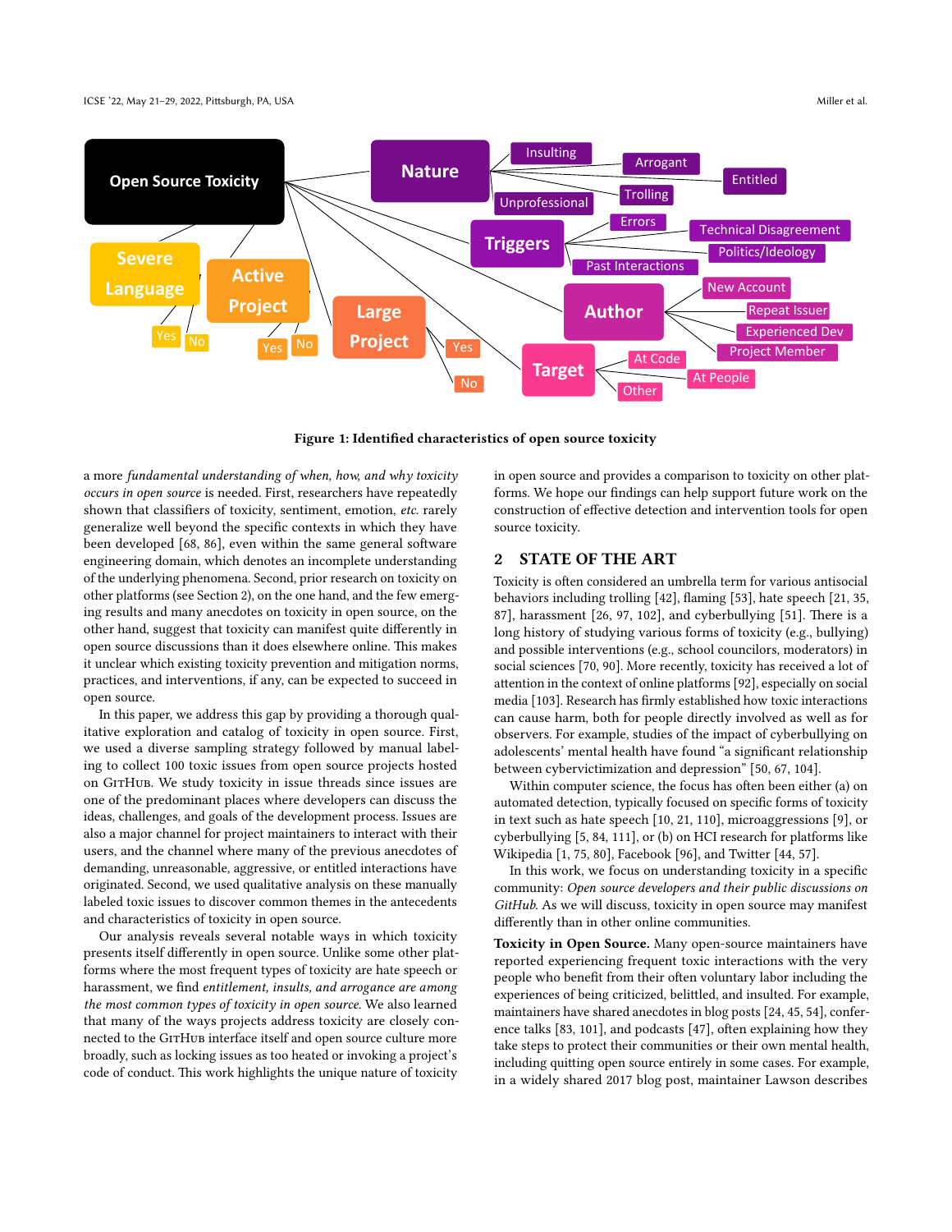**Figure 1: Identified characteristics of open source toxicity**

a more *fundamental understanding of when, how, and why toxicity occurs in open source* is needed. First, researchers have repeatedly shown that classifiers of toxicity, sentiment, emotion, *etc.* rarely generalize well beyond the specific contexts in which they have been developed [68, 86], even within the same general software engineering domain, which denotes an incomplete understanding of the underlying phenomena. Second, prior research on toxicity on other platforms (see Section 2), on the one hand, and the few emerging results and many anecdotes on toxicity in open source, on the other hand, suggest that toxicity can manifest quite differently in open source discussions than it does elsewhere online. This makes it unclear which existing toxicity prevention and mitigation norms, practices, and interventions, if any, can be expected to succeed in open source.

In this paper, we address this gap by providing a thorough qualitative exploration and catalog of toxicity in open source. First, we used a diverse sampling strategy followed by manual labeling to collect 100 toxic issues from open source projects hosted on GitHub. We study toxicity in issue threads since issues are one of the predominant places where developers can discuss the ideas, challenges, and goals of the development process. Issues are also a major channel for project maintainers to interact with their users, and the channel where many of the previous anecdotes of demanding, unreasonable, aggressive, or entitled interactions have originated. Second, we used qualitative analysis on these manually labeled toxic issues to discover common themes in the antecedents and characteristics of toxicity in open source.

Our analysis reveals several notable ways in which toxicity presents itself differently in open source. Unlike some other platforms where the most frequent types of toxicity are hate speech or harassment, we find *entitlement, insults, and arrogance are among the most common types of toxicity in open source.* We also learned that many of the ways projects address toxicity are closely connected to the GitHub interface itself and open source culture more broadly, such as locking issues as too heated or invoking a project's code of conduct. This work highlights the unique nature of toxicity in open source and provides a comparison to toxicity on other platforms. We hope our findings can help support future work on the construction of effective detection and intervention tools for open source toxicity.

## 2 STATE OF THE ART

Toxicity is often considered an umbrella term for various antisocial behaviors including trolling [42], flaming [53], hate speech [21, 35, 87], harassment [26, 97, 102], and cyberbullying [51]. There is a long history of studying various forms of toxicity (e.g., bullying) and possible interventions (e.g., school councilors, moderators) in social sciences [70, 90]. More recently, toxicity has received a lot of attention in the context of online platforms [92], especially on social media [103]. Research has firmly established how toxic interactions can cause harm, both for people directly involved as well as for observers. For example, studies of the impact of cyberbullying on adolescents' mental health have found "a significant relationship between cybervictimization and depression" [50, 67, 104].

Within computer science, the focus has often been either (a) on automated detection, typically focused on specific forms of toxicity in text such as hate speech [10, 21, 110], microaggressions [9], or cyberbullying [5, 84, 111], or (b) on HCI research for platforms like Wikipedia [1, 75, 80], Facebook [96], and Twitter [44, 57].

In this work, we focus on understanding toxicity in a specific community: *Open source developers and their public discussions on GitHub.* As we will discuss, toxicity in open source may manifest differently than in other online communities.

**Toxicity in Open Source.** Many open-source maintainers have reported experiencing frequent toxic interactions with the very people who benefit from their often voluntary labor including the experiences of being criticized, belittled, and insulted. For example, maintainers have shared anecdotes in blog posts [24, 45, 54], conference talks [83, 101], and podcasts [47], often explaining how they take steps to protect their communities or their own mental health, including quitting open source entirely in some cases. For example, in a widely shared 2017 blog post, maintainer Lawson describes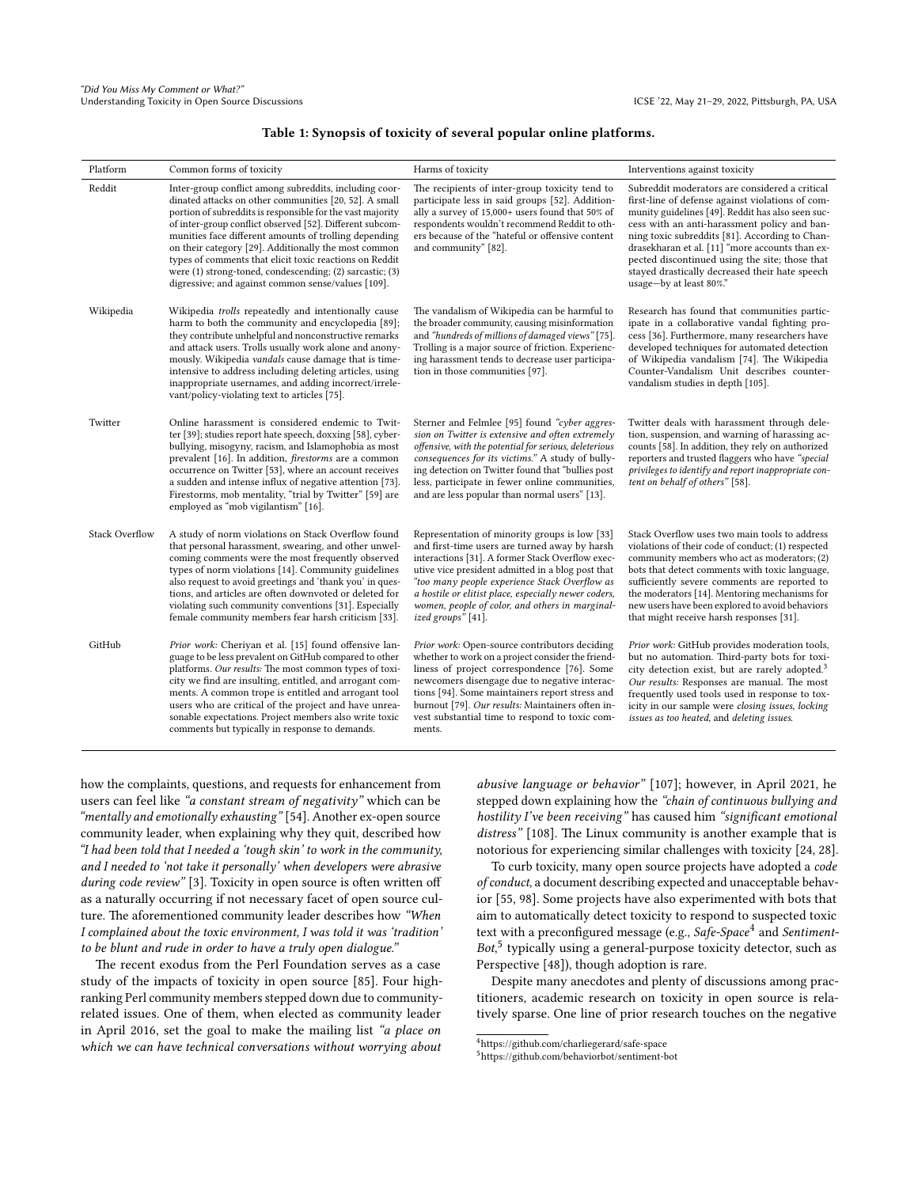**Table 1: Synopsis of toxicity of several popular online platforms.**

| Platform | Common forms of toxicity | Harms of toxicity | Interventions against toxicity |
|---|---|---|---|
| Reddit | Inter-group conflict among subreddits, including coordinated attacks on other communities [20, 52]. A small portion of subreddits is responsible for the vast majority of inter-group conflict observed [52]. Different subcommunities face different amounts of trolling depending on their category [29]. Additionally the most common types of comments that elicit toxic reactions on Reddit were (1) strong-toned, condescending; (2) sarcastic; (3) digressive; and against common sense/values [109]. | The recipients of inter-group toxicity tend to participate less in said groups [52]. Additionally a survey of 15,000+ users found that 50% of respondents wouldn't recommend Reddit to others because of the "hateful or offensive content and community" [82]. | Subreddit moderators are considered a critical first-line of defense against violations of community guidelines [49]. Reddit has also seen success with an anti-harassment policy and banning toxic subreddits [81]. According to Chandrasekharan et al. [11] "more accounts than expected discontinued using the site; those that stayed drastically decreased their hate speech usage—by at least 80%." |
| Wikipedia | Wikipedia *trolls* repeatedly and intentionally cause harm to both the community and encyclopedia [89]; they contribute unhelpful and nonconstructive remarks and attack users. Trolls usually work alone and anonymously. Wikipedia *vandals* cause damage that is time-intensive to address including deleting articles, using inappropriate usernames, and adding incorrect/irrelevant/policy-violating text to articles [75]. | The vandalism of Wikipedia can be harmful to the broader community, causing misinformation and *"hundreds of millions of damaged views"* [75]. Trolling is a major source of friction. Experiencing harassment tends to decrease user participation in those communities [97]. | Research has found that communities participate in a collaborative vandal fighting process [36]. Furthermore, many researchers have developed techniques for automated detection of Wikipedia vandalism [74]. The Wikipedia Counter-Vandalism Unit describes counter-vandalism studies in depth [105]. |
| Twitter | Online harassment is considered endemic to Twitter [39]; studies report hate speech, doxxing [58], cyberbullying, misogyny, racism, and Islamophobia as most prevalent [16]. In addition, *firestorms* are a common occurrence on Twitter [53], where an account receives a sudden and intense influx of negative attention [73]. Firestorms, mob mentality, "trial by Twitter" [59] are employed as "mob vigilantism" [16]. | Sterner and Felmlee [95] found *"cyber aggression on Twitter is extensive and often extremely offensive, with the potential for serious, deleterious consequences for its victims."* A study of bullying detection on Twitter found that "bullies post less, participate in fewer online communities, and are less popular than normal users" [13]. | Twitter deals with harassment through deletion, suspension, and warning of harassing accounts [58]. In addition, they rely on authorized reporters and trusted flaggers who have *"special privileges to identify and report inappropriate content on behalf of others"* [58]. |
| Stack Overflow | A study of norm violations on Stack Overflow found that personal harassment, swearing, and other unwelcoming comments were the most frequently observed types of norm violations [14]. Community guidelines also request to avoid greetings and 'thank you' in questions, and articles are often downvoted or deleted for violating such community conventions [31]. Especially female community members fear harsh criticism [33]. | Representation of minority groups is low [33] and first-time users are turned away by harsh interactions [31]. A former Stack Overflow executive vice president admitted in a blog post that *"too many people experience Stack Overflow as a hostile or elitist place, especially newer coders, women, people of color, and others in marginalized groups"* [41]. | Stack Overflow uses two main tools to address violations of their code of conduct; (1) respected community members who act as moderators; (2) bots that detect comments with toxic language, sufficiently severe comments are reported to the moderators [14]. Mentoring mechanisms for new users have been explored to avoid behaviors that might receive harsh responses [31]. |
| GitHub | *Prior work:* Cheriyan et al. [15] found offensive language to be less prevalent on GitHub compared to other platforms. *Our results:* The most common types of toxicity we find are insulting, entitled, and arrogant comments. A common trope is entitled and arrogant tool users who are critical of the project and have unreasonable expectations. Project members also write toxic comments but typically in response to demands. | *Prior work:* Open-source contributors deciding whether to work on a project consider the friendliness of project correspondence [76]. Some newcomers disengage due to negative interactions [94]. Some maintainers report stress and burnout [79]. *Our results:* Maintainers often invest substantial time to respond to toxic comments. | *Prior work:* GitHub provides moderation tools, but no automation. Third-party bots for toxicity detection exist, but are rarely adopted.[3] *Our results:* Responses are manual. The most frequently used tools used in response to toxicity in our sample were *closing issues*, *locking issues as too heated*, and *deleting issues*. |

how the complaints, questions, and requests for enhancement from users can feel like *"a constant stream of negativity"* which can be *"mentally and emotionally exhausting"* [54]. Another ex-open source community leader, when explaining why they quit, described how *"I had been told that I needed a 'tough skin' to work in the community, and I needed to 'not take it personally' when developers were abrasive during code review"* [3]. Toxicity in open source is often written off as a naturally occurring if not necessary facet of open source culture. The aforementioned community leader describes how *"When I complained about the toxic environment, I was told it was 'tradition' to be blunt and rude in order to have a truly open dialogue."*

The recent exodus from the Perl Foundation serves as a case study of the impacts of toxicity in open source [85]. Four high-ranking Perl community members stepped down due to community-related issues. One of them, when elected as community leader in April 2016, set the goal to make the mailing list *"a place on which we can have technical conversations without worrying about abusive language or behavior"* [107]; however, in April 2021, he stepped down explaining how the *"chain of continuous bullying and hostility I've been receiving"* has caused him *"significant emotional distress"* [108]. The Linux community is another example that is notorious for experiencing similar challenges with toxicity [24, 28].

To curb toxicity, many open source projects have adopted a *code of conduct*, a document describing expected and unacceptable behavior [55, 98]. Some projects have also experimented with bots that aim to automatically detect toxicity to respond to suspected toxic text with a preconfigured message (e.g., *Safe-Space*[4] and *Sentiment-Bot*,[5] typically using a general-purpose toxicity detector, such as Perspective [48]), though adoption is rare.

Despite many anecdotes and plenty of discussions among practitioners, academic research on toxicity in open source is relatively sparse. One line of prior research touches on the negative

[4] https://github.com/charliegerard/safe-space

[5] https://github.com/behaviorbot/sentiment-bot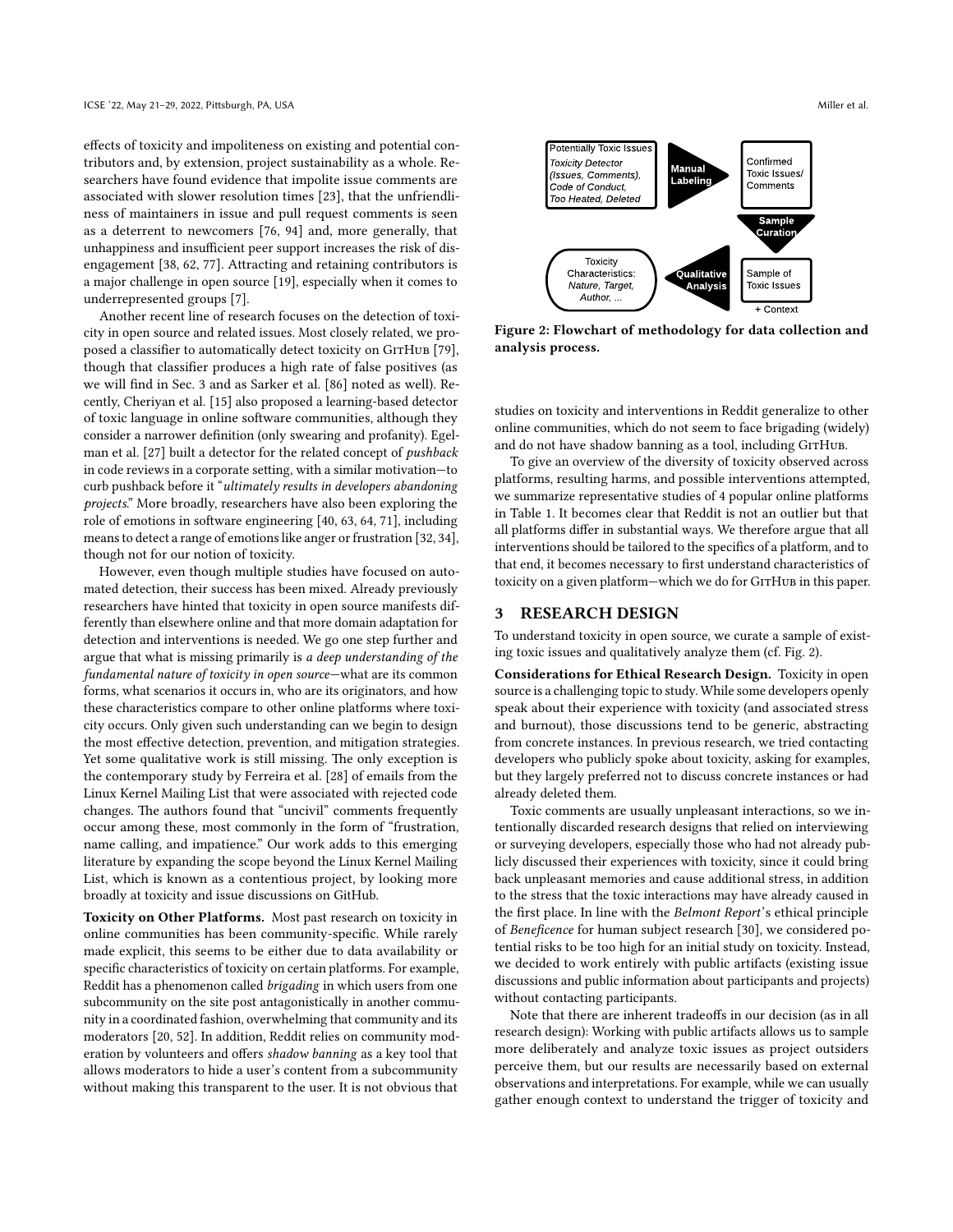effects of toxicity and impoliteness on existing and potential contributors and, by extension, project sustainability as a whole. Researchers have found evidence that impolite issue comments are associated with slower resolution times [23], that the unfriendliness of maintainers in issue and pull request comments is seen as a deterrent to newcomers [76, 94] and, more generally, that unhappiness and insufficient peer support increases the risk of disengagement [38, 62, 77]. Attracting and retaining contributors is a major challenge in open source [19], especially when it comes to underrepresented groups [7].

Another recent line of research focuses on the detection of toxicity in open source and related issues. Most closely related, we proposed a classifier to automatically detect toxicity on GitHub [79], though that classifier produces a high rate of false positives (as we will find in Sec. 3 and as Sarker et al. [86] noted as well). Recently, Cheriyan et al. [15] also proposed a learning-based detector of toxic language in online software communities, although they consider a narrower definition (only swearing and profanity). Egelman et al. [27] built a detector for the related concept of *pushback* in code reviews in a corporate setting, with a similar motivation—to curb pushback before it "*ultimately results in developers abandoning projects*." More broadly, researchers have also been exploring the role of emotions in software engineering [40, 63, 64, 71], including means to detect a range of emotions like anger or frustration [32, 34], though not for our notion of toxicity.

However, even though multiple studies have focused on automated detection, their success has been mixed. Already previously researchers have hinted that toxicity in open source manifests differently than elsewhere online and that more domain adaptation for detection and interventions is needed. We go one step further and argue that what is missing primarily is *a deep understanding of the fundamental nature of toxicity in open source*—what are its common forms, what scenarios it occurs in, who are its originators, and how these characteristics compare to other online platforms where toxicity occurs. Only given such understanding can we begin to design the most effective detection, prevention, and mitigation strategies. Yet some qualitative work is still missing. The only exception is the contemporary study by Ferreira et al. [28] of emails from the Linux Kernel Mailing List that were associated with rejected code changes. The authors found that "uncivil" comments frequently occur among these, most commonly in the form of "frustration, name calling, and impatience." Our work adds to this emerging literature by expanding the scope beyond the Linux Kernel Mailing List, which is known as a contentious project, by looking more broadly at toxicity and issue discussions on GitHub.

**Toxicity on Other Platforms.** Most past research on toxicity in online communities has been community-specific. While rarely made explicit, this seems to be either due to data availability or specific characteristics of toxicity on certain platforms. For example, Reddit has a phenomenon called *brigading* in which users from one subcommunity on the site post antagonistically in another community in a coordinated fashion, overwhelming that community and its moderators [20, 52]. In addition, Reddit relies on community moderation by volunteers and offers *shadow banning* as a key tool that allows moderators to hide a user's content from a subcommunity without making this transparent to the user. It is not obvious that studies on toxicity and interventions in Reddit generalize to other online communities, which do not seem to face brigading (widely) and do not have shadow banning as a tool, including GitHub.

To give an overview of the diversity of toxicity observed across platforms, resulting harms, and possible interventions attempted, we summarize representative studies of 4 popular online platforms in Table 1. It becomes clear that Reddit is not an outlier but that all platforms differ in substantial ways. We therefore argue that all interventions should be tailored to the specifics of a platform, and to that end, it becomes necessary to first understand characteristics of toxicity on a given platform—which we do for GitHub in this paper.

Potentially Toxic Issues: *Toxicity Detector (Issues, Comments), Code of Conduct, Too Heated, Deleted* → **Manual Labeling** → Confirmed Toxic Issues/ Comments → **Sample Curation** → Sample of Toxic Issues + Context → **Qualitative Analysis** → Toxicity Characteristics: *Nature, Target, Author, ...*

**Figure 2: Flowchart of methodology for data collection and analysis process.**

## 3 RESEARCH DESIGN

To understand toxicity in open source, we curate a sample of existing toxic issues and qualitatively analyze them (cf. Fig. 2).

**Considerations for Ethical Research Design.** Toxicity in open source is a challenging topic to study. While some developers openly speak about their experience with toxicity (and associated stress and burnout), those discussions tend to be generic, abstracting from concrete instances. In previous research, we tried contacting developers who publicly spoke about toxicity, asking for examples, but they largely preferred not to discuss concrete instances or had already deleted them.

Toxic comments are usually unpleasant interactions, so we intentionally discarded research designs that relied on interviewing or surveying developers, especially those who had not already publicly discussed their experiences with toxicity, since it could bring back unpleasant memories and cause additional stress, in addition to the stress that the toxic interactions may have already caused in the first place. In line with the *Belmont Report*'s ethical principle of *Beneficence* for human subject research [30], we considered potential risks to be too high for an initial study on toxicity. Instead, we decided to work entirely with public artifacts (existing issue discussions and public information about participants and projects) without contacting participants.

Note that there are inherent tradeoffs in our decision (as in all research design): Working with public artifacts allows us to sample more deliberately and analyze toxic issues as project outsiders perceive them, but our results are necessarily based on external observations and interpretations. For example, while we can usually gather enough context to understand the trigger of toxicity and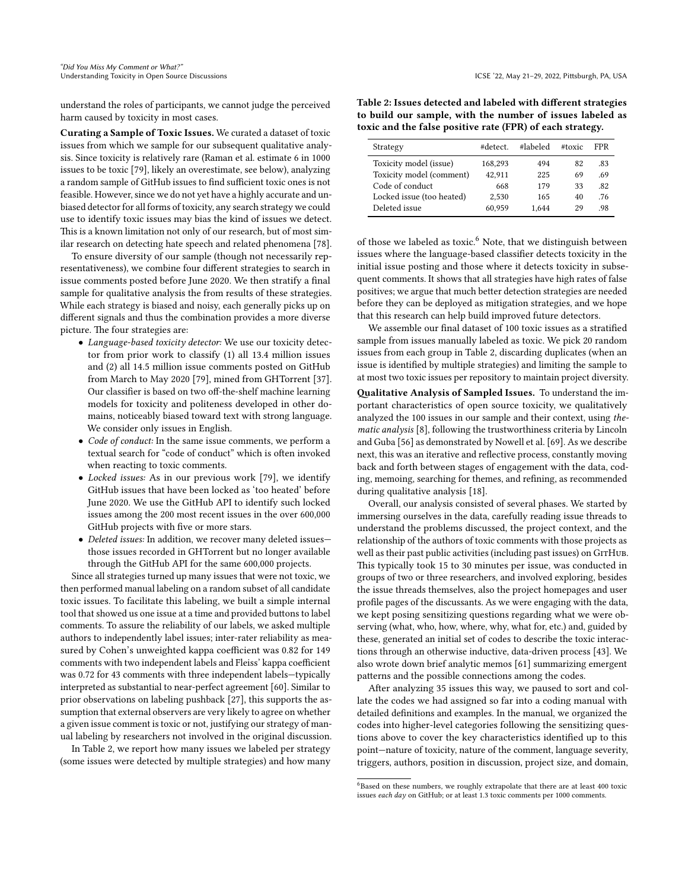understand the roles of participants, we cannot judge the perceived harm caused by toxicity in most cases.

**Curating a Sample of Toxic Issues.** We curated a dataset of toxic issues from which we sample for our subsequent qualitative analysis. Since toxicity is relatively rare (Raman et al. estimate 6 in 1000 issues to be toxic [79], likely an overestimate, see below), analyzing a random sample of GitHub issues to find sufficient toxic ones is not feasible. However, since we do not yet have a highly accurate and unbiased detector for all forms of toxicity, any search strategy we could use to identify toxic issues may bias the kind of issues we detect. This is a known limitation not only of our research, but of most similar research on detecting hate speech and related phenomena [78].

To ensure diversity of our sample (though not necessarily representativeness), we combine four different strategies to search in issue comments posted before June 2020. We then stratify a final sample for qualitative analysis the from results of these strategies. While each strategy is biased and noisy, each generally picks up on different signals and thus the combination provides a more diverse picture. The four strategies are:

- *Language-based toxicity detector:* We use our toxicity detector from prior work to classify (1) all 13.4 million issues and (2) all 14.5 million issue comments posted on GitHub from March to May 2020 [79], mined from GHTorrent [37]. Our classifier is based on two off-the-shelf machine learning models for toxicity and politeness developed in other domains, noticeably biased toward text with strong language. We consider only issues in English.
- *Code of conduct:* In the same issue comments, we perform a textual search for "code of conduct" which is often invoked when reacting to toxic comments.
- *Locked issues:* As in our previous work [79], we identify GitHub issues that have been locked as 'too heated' before June 2020. We use the GitHub API to identify such locked issues among the 200 most recent issues in the over 600,000 GitHub projects with five or more stars.
- *Deleted issues:* In addition, we recover many deleted issues—those issues recorded in GHTorrent but no longer available through the GitHub API for the same 600,000 projects.

Since all strategies turned up many issues that were not toxic, we then performed manual labeling on a random subset of all candidate toxic issues. To facilitate this labeling, we built a simple internal tool that showed us one issue at a time and provided buttons to label comments. To assure the reliability of our labels, we asked multiple authors to independently label issues; inter-rater reliability as measured by Cohen's unweighted kappa coefficient was 0.82 for 149 comments with two independent labels and Fleiss' kappa coefficient was 0.72 for 43 comments with three independent labels—typically interpreted as substantial to near-perfect agreement [60]. Similar to prior observations on labeling pushback [27], this supports the assumption that external observers are very likely to agree on whether a given issue comment is toxic or not, justifying our strategy of manual labeling by researchers not involved in the original discussion.

In Table 2, we report how many issues we labeled per strategy (some issues were detected by multiple strategies) and how many of those we labeled as toxic.[6] Note, that we distinguish between issues where the language-based classifier detects toxicity in the initial issue posting and those where it detects toxicity in subsequent comments. It shows that all strategies have high rates of false positives; we argue that much better detection strategies are needed before they can be deployed as mitigation strategies, and we hope that this research can help build improved future detectors.

**Table 2: Issues detected and labeled with different strategies to build our sample, with the number of issues labeled as toxic and the false positive rate (FPR) of each strategy.**

| Strategy | #detect. | #labeled | #toxic | FPR |
|---|---|---|---|---|
| Toxicity model (issue) | 168,293 | 494 | 82 | .83 |
| Toxicity model (comment) | 42,911 | 225 | 69 | .69 |
| Code of conduct | 668 | 179 | 33 | .82 |
| Locked issue (too heated) | 2,530 | 165 | 40 | .76 |
| Deleted issue | 60,959 | 1,644 | 29 | .98 |

We assemble our final dataset of 100 toxic issues as a stratified sample from issues manually labeled as toxic. We pick 20 random issues from each group in Table 2, discarding duplicates (when an issue is identified by multiple strategies) and limiting the sample to at most two toxic issues per repository to maintain project diversity.

**Qualitative Analysis of Sampled Issues.** To understand the important characteristics of open source toxicity, we qualitatively analyzed the 100 issues in our sample and their context, using *thematic analysis* [8], following the trustworthiness criteria by Lincoln and Guba [56] as demonstrated by Nowell et al. [69]. As we describe next, this was an iterative and reflective process, constantly moving back and forth between stages of engagement with the data, coding, memoing, searching for themes, and refining, as recommended during qualitative analysis [18].

Overall, our analysis consisted of several phases. We started by immersing ourselves in the data, carefully reading issue threads to understand the problems discussed, the project context, and the relationship of the authors of toxic comments with those projects as well as their past public activities (including past issues) on GitHub. This typically took 15 to 30 minutes per issue, was conducted in groups of two or three researchers, and involved exploring, besides the issue threads themselves, also the project homepages and user profile pages of the discussants. As we were engaging with the data, we kept posing sensitizing questions regarding what we were observing (what, who, how, where, why, what for, etc.) and, guided by these, generated an initial set of codes to describe the toxic interactions through an otherwise inductive, data-driven process [43]. We also wrote down brief analytic memos [61] summarizing emergent patterns and the possible connections among the codes.

After analyzing 35 issues this way, we paused to sort and collate the codes we had assigned so far into a coding manual with detailed definitions and examples. In the manual, we organized the codes into higher-level categories following the sensitizing questions above to cover the key characteristics identified up to this point—nature of toxicity, nature of the comment, language severity, triggers, authors, position in discussion, project size, and domain,

[6] Based on these numbers, we roughly extrapolate that there are at least 400 toxic issues *each day* on GitHub; or at least 1.3 toxic comments per 1000 comments.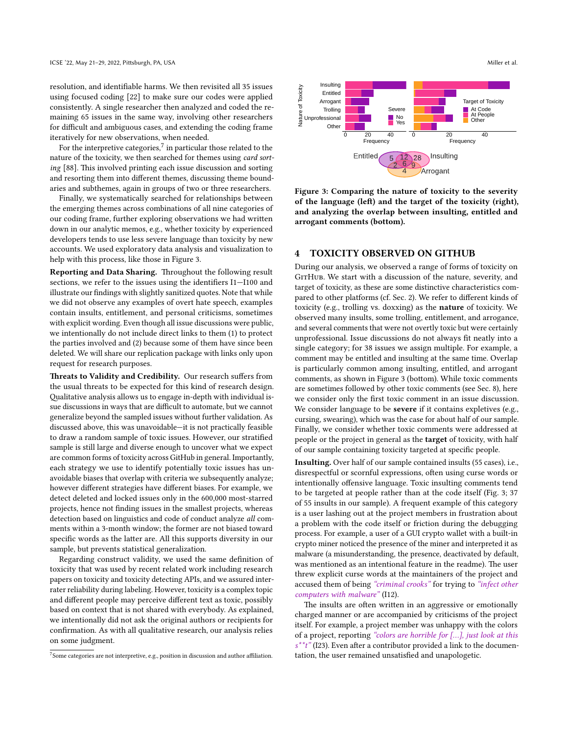resolution, and identifiable harms. We then revisited all 35 issues using focused coding [22] to make sure our codes were applied consistently. A single researcher then analyzed and coded the remaining 65 issues in the same way, involving other researchers for difficult and ambiguous cases, and extending the coding frame iteratively for new observations, when needed.

For the interpretive categories,[7] in particular those related to the nature of the toxicity, we then searched for themes using *card sorting* [88]. This involved printing each issue discussion and sorting and resorting them into different themes, discussing theme boundaries and subthemes, again in groups of two or three researchers.

Finally, we systematically searched for relationships between the emerging themes across combinations of all nine categories of our coding frame, further exploring observations we had written down in our analytic memos, e.g., whether toxicity by experienced developers tends to use less severe language than toxicity by new accounts. We used exploratory data analysis and visualization to help with this process, like those in Figure 3.

**Reporting and Data Sharing.** Throughout the following result sections, we refer to the issues using the identifiers I1—I100 and illustrate our findings with slightly sanitized quotes. Note that while we did not observe any examples of overt hate speech, examples contain insults, entitlement, and personal criticisms, sometimes with explicit wording. Even though all issue discussions were public, we intentionally do not include direct links to them (1) to protect the parties involved and (2) because some of them have since been deleted. We will share our replication package with links only upon request for research purposes.

**Threats to Validity and Credibility.** Our research suffers from the usual threats to be expected for this kind of research design. Qualitative analysis allows us to engage in-depth with individual issue discussions in ways that are difficult to automate, but we cannot generalize beyond the sampled issues without further validation. As discussed above, this was unavoidable—it is not practically feasible to draw a random sample of toxic issues. However, our stratified sample is still large and diverse enough to uncover what we expect are common forms of toxicity across GitHub in general. Importantly, each strategy we use to identify potentially toxic issues has unavoidable biases that overlap with criteria we subsequently analyze; however different strategies have different biases. For example, we detect deleted and locked issues only in the 600,000 most-starred projects, hence not finding issues in the smallest projects, whereas detection based on linguistics and code of conduct analyze *all* comments within a 3-month window; the former are not biased toward specific words as the latter are. All this supports diversity in our sample, but prevents statistical generalization.

Regarding construct validity, we used the same definition of toxicity that was used by recent related work including research papers on toxicity and toxicity detecting APIs, and we assured inter-rater reliability during labeling. However, toxicity is a complex topic and different people may perceive different text as toxic, possibly based on context that is not shared with everybody. As explained, we intentionally did not ask the original authors or recipients for confirmation. As with all qualitative research, our analysis relies on some judgment.

[7] Some categories are not interpretive, e.g., position in discussion and author affiliation.

**Figure 3: Comparing the nature of toxicity to the severity of the language (left) and the target of the toxicity (right), and analyzing the overlap between insulting, entitled and arrogant comments (bottom).**

## 4 TOXICITY OBSERVED ON GITHUB

During our analysis, we observed a range of forms of toxicity on GitHub. We start with a discussion of the nature, severity, and target of toxicity, as these are some distinctive characteristics compared to other platforms (cf. Sec. 2). We refer to different kinds of toxicity (e.g., trolling vs. doxxing) as the **nature** of toxicity. We observed many insults, some trolling, entitlement, and arrogance, and several comments that were not overtly toxic but were certainly unprofessional. Issue discussions do not always fit neatly into a single category; for 38 issues we assign multiple. For example, a comment may be entitled and insulting at the same time. Overlap is particularly common among insulting, entitled, and arrogant comments, as shown in Figure 3 (bottom). While toxic comments are sometimes followed by other toxic comments (see Sec. 8), here we consider only the first toxic comment in an issue discussion. We consider language to be **severe** if it contains expletives (e.g., cursing, swearing), which was the case for about half of our sample. Finally, we consider whether toxic comments were addressed at people or the project in general as the **target** of toxicity, with half of our sample containing toxicity targeted at specific people.

**Insulting.** Over half of our sample contained insults (55 cases), i.e., disrespectful or scornful expressions, often using curse words or intentionally offensive language. Toxic insulting comments tend to be targeted at people rather than at the code itself (Fig. 3; 37 of 55 insults in our sample). A frequent example of this category is a user lashing out at the project members in frustration about a problem with the code itself or friction during the debugging process. For example, a user of a GUI crypto wallet with a built-in crypto miner noticed the presence of the miner and interpreted it as malware (a misunderstanding, the presence, deactivated by default, was mentioned as an intentional feature in the readme). The user threw explicit curse words at the maintainers of the project and accused them of being *"criminal crooks"* for trying to *"infect other computers with malware"* (I12).

The insults are often written in an aggressive or emotionally charged manner or are accompanied by criticisms of the project itself. For example, a project member was unhappy with the colors of a project, reporting *"colors are horrible for [...], just look at this s**t"* (I23). Even after a contributor provided a link to the documentation, the user remained unsatisfied and unapologetic.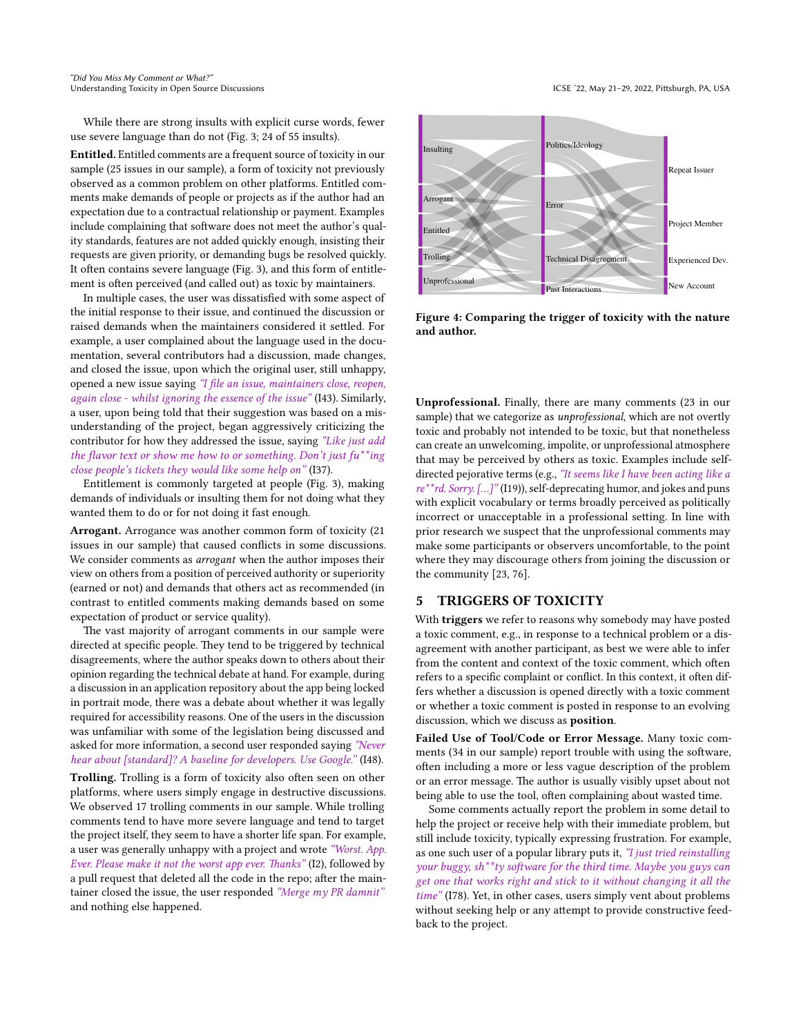While there are strong insults with explicit curse words, fewer use severe language than do not (Fig. 3; 24 of 55 insults).

**Entitled.** Entitled comments are a frequent source of toxicity in our sample (25 issues in our sample), a form of toxicity not previously observed as a common problem on other platforms. Entitled comments make demands of people or projects as if the author had an expectation due to a contractual relationship or payment. Examples include complaining that software does not meet the author's quality standards, features are not added quickly enough, insisting their requests are given priority, or demanding bugs be resolved quickly. It often contains severe language (Fig. 3), and this form of entitlement is often perceived (and called out) as toxic by maintainers.

In multiple cases, the user was dissatisfied with some aspect of the initial response to their issue, and continued the discussion or raised demands when the maintainers considered it settled. For example, a user complained about the language used in the documentation, several contributors had a discussion, made changes, and closed the issue, upon which the original user, still unhappy, opened a new issue saying *"I file an issue, maintainers close, reopen, again close - whilst ignoring the essence of the issue"* (I43). Similarly, a user, upon being told that their suggestion was based on a misunderstanding of the project, began aggressively criticizing the contributor for how they addressed the issue, saying *"Like just add the flavor text or show me how to or something. Don't just fu**ing close people's tickets they would like some help on"* (I37).

Entitlement is commonly targeted at people (Fig. 3), making demands of individuals or insulting them for not doing what they wanted them to do or for not doing it fast enough.

**Arrogant.** Arrogance was another common form of toxicity (21 issues in our sample) that caused conflicts in some discussions. We consider comments as *arrogant* when the author imposes their view on others from a position of perceived authority or superiority (earned or not) and demands that others act as recommended (in contrast to entitled comments making demands based on some expectation of product or service quality).

The vast majority of arrogant comments in our sample were directed at specific people. They tend to be triggered by technical disagreements, where the author speaks down to others about their opinion regarding the technical debate at hand. For example, during a discussion in an application repository about the app being locked in portrait mode, there was a debate about whether it was legally required for accessibility reasons. One of the users in the discussion was unfamiliar with some of the legislation being discussed and asked for more information, a second user responded saying *"Never hear about [standard]? A baseline for developers. Use Google."* (I48).

**Trolling.** Trolling is a form of toxicity also often seen on other platforms, where users simply engage in destructive discussions. We observed 17 trolling comments in our sample. While trolling comments tend to have more severe language and tend to target the project itself, they seem to have a shorter life span. For example, a user was generally unhappy with a project and wrote *"Worst. App. Ever. Please make it not the worst app ever. Thanks"* (I2), followed by a pull request that deleted all the code in the repo; after the maintainer closed the issue, the user responded *"Merge my PR damnit"* and nothing else happened.

**Figure 4: Comparing the trigger of toxicity with the nature and author.**

**Unprofessional.** Finally, there are many comments (23 in our sample) that we categorize as *unprofessional*, which are not overtly toxic and probably not intended to be toxic, but that nonetheless can create an unwelcoming, impolite, or unprofessional atmosphere that may be perceived by others as toxic. Examples include self-directed pejorative terms (e.g., *"It seems like I have been acting like a re**rd. Sorry. [...]"* (I19)), self-deprecating humor, and jokes and puns with explicit vocabulary or terms broadly perceived as politically incorrect or unacceptable in a professional setting. In line with prior research we suspect that the unprofessional comments may make some participants or observers uncomfortable, to the point where they may discourage others from joining the discussion or the community [23, 76].

## 5 TRIGGERS OF TOXICITY

With **triggers** we refer to reasons why somebody may have posted a toxic comment, e.g., in response to a technical problem or a disagreement with another participant, as best we were able to infer from the content and context of the toxic comment, which often refers to a specific complaint or conflict. In this context, it often differs whether a discussion is opened directly with a toxic comment or whether a toxic comment is posted in response to an evolving discussion, which we discuss as **position**.

**Failed Use of Tool/Code or Error Message.** Many toxic comments (34 in our sample) report trouble with using the software, often including a more or less vague description of the problem or an error message. The author is usually visibly upset about not being able to use the tool, often complaining about wasted time.

Some comments actually report the problem in some detail to help the project or receive help with their immediate problem, but still include toxicity, typically expressing frustration. For example, as one such user of a popular library puts it, *"I just tried reinstalling your buggy, sh**ty software for the third time. Maybe you guys can get one that works right and stick to it without changing it all the time"* (I78). Yet, in other cases, users simply vent about problems without seeking help or any attempt to provide constructive feedback to the project.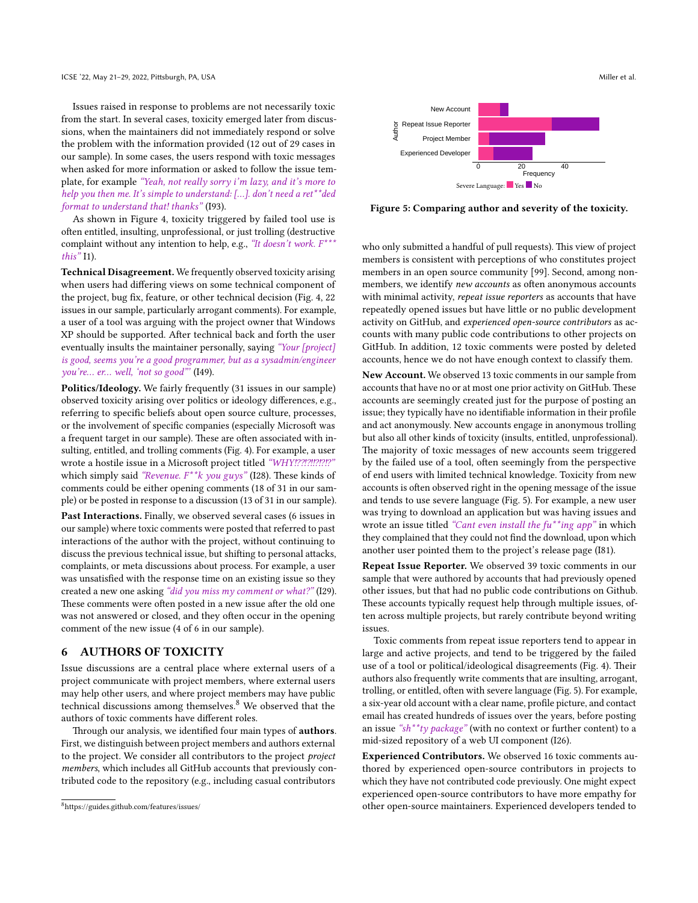Issues raised in response to problems are not necessarily toxic from the start. In several cases, toxicity emerged later from discussions, when the maintainers did not immediately respond or solve the problem with the information provided (12 out of 29 cases in our sample). In some cases, the users respond with toxic messages when asked for more information or asked to follow the issue template, for example *"Yeah, not really sorry i'm lazy, and it's more to help you then me. It's simple to understand: […]. don't need a ret**ded format to understand that! thanks"* (I93).

As shown in Figure 4, toxicity triggered by failed tool use is often entitled, insulting, unprofessional, or just trolling (destructive complaint without any intention to help, e.g., *"It doesn't work. F*** this"* I1).

**Technical Disagreement.** We frequently observed toxicity arising when users had differing views on some technical component of the project, bug fix, feature, or other technical decision (Fig. 4, 22 issues in our sample, particularly arrogant comments). For example, a user of a tool was arguing with the project owner that Windows XP should be supported. After technical back and forth the user eventually insults the maintainer personally, saying *"Your [project] is good, seems you're a good programmer, but as a sysadmin/engineer you're… er… well, 'not so good'"* (I49).

**Politics/Ideology.** We fairly frequently (31 issues in our sample) observed toxicity arising over politics or ideology differences, e.g., referring to specific beliefs about open source culture, processes, or the involvement of specific companies (especially Microsoft was a frequent target in our sample). These are often associated with insulting, entitled, and trolling comments (Fig. 4). For example, a user wrote a hostile issue in a Microsoft project titled *"WHY!??!?!!?!?!?"* which simply said *"Revenue. F**k you guys"* (I28). These kinds of comments could be either opening comments (18 of 31 in our sample) or be posted in response to a discussion (13 of 31 in our sample).

**Past Interactions.** Finally, we observed several cases (6 issues in our sample) where toxic comments were posted that referred to past interactions of the author with the project, without continuing to discuss the previous technical issue, but shifting to personal attacks, complaints, or meta discussions about process. For example, a user was unsatisfied with the response time on an existing issue so they created a new one asking *"did you miss my comment or what?"* (I29). These comments were often posted in a new issue after the old one was not answered or closed, and they often occur in the opening comment of the new issue (4 of 6 in our sample).

## 6 AUTHORS OF TOXICITY

Issue discussions are a central place where external users of a project communicate with project members, where external users may help other users, and where project members may have public technical discussions among themselves.[8] We observed that the authors of toxic comments have different roles.

Through our analysis, we identified four main types of **authors**. First, we distinguish between project members and authors external to the project. We consider all contributors to the project *project members*, which includes all GitHub accounts that previously contributed code to the repository (e.g., including casual contributors who only submitted a handful of pull requests). This view of project members is consistent with perceptions of who constitutes project members in an open source community [99]. Second, among non-members, we identify *new accounts* as often anonymous accounts with minimal activity, *repeat issue reporters* as accounts that have repeatedly opened issues but have little or no public development activity on GitHub, and *experienced open-source contributors* as accounts with many public code contributions to other projects on GitHub. In addition, 12 toxic comments were posted by deleted accounts, hence we do not have enough context to classify them.

Figure 5: Comparing author and severity of the toxicity.

**New Account.** We observed 13 toxic comments in our sample from accounts that have no or at most one prior activity on GitHub. These accounts are seemingly created just for the purpose of posting an issue; they typically have no identifiable information in their profile and act anonymously. New accounts engage in anonymous trolling but also all other kinds of toxicity (insults, entitled, unprofessional). The majority of toxic messages of new accounts seem triggered by the failed use of a tool, often seemingly from the perspective of end users with limited technical knowledge. Toxicity from new accounts is often observed right in the opening message of the issue and tends to use severe language (Fig. 5). For example, a new user was trying to download an application but was having issues and wrote an issue titled *"Cant even install the fu**ing app"* in which they complained that they could not find the download, upon which another user pointed them to the project's release page (I81).

**Repeat Issue Reporter.** We observed 39 toxic comments in our sample that were authored by accounts that had previously opened other issues, but that had no public code contributions on Github. These accounts typically request help through multiple issues, often across multiple projects, but rarely contribute beyond writing issues.

Toxic comments from repeat issue reporters tend to appear in large and active projects, and tend to be triggered by the failed use of a tool or political/ideological disagreements (Fig. 4). Their authors also frequently write comments that are insulting, arrogant, trolling, or entitled, often with severe language (Fig. 5). For example, a six-year old account with a clear name, profile picture, and contact email has created hundreds of issues over the years, before posting an issue *"sh**ty package"* (with no context or further content) to a mid-sized repository of a web UI component (I26).

**Experienced Contributors.** We observed 16 toxic comments authored by experienced open-source contributors in projects to which they have not contributed code previously. One might expect experienced open-source contributors to have more empathy for other open-source maintainers. Experienced developers tended to

[8] https://guides.github.com/features/issues/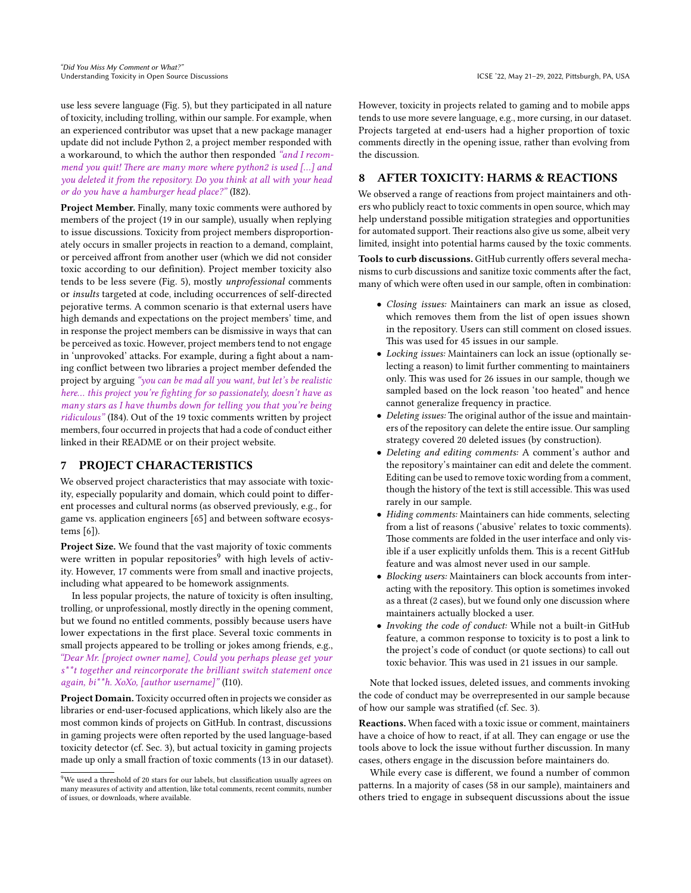use less severe language (Fig. 5), but they participated in all nature of toxicity, including trolling, within our sample. For example, when an experienced contributor was upset that a new package manager update did not include Python 2, a project member responded with a workaround, to which the author then responded *"and I recommend you quit! There are many more where python2 is used [...] and you deleted it from the repository. Do you think at all with your head or do you have a hamburger head place?"* (I82).

**Project Member.** Finally, many toxic comments were authored by members of the project (19 in our sample), usually when replying to issue discussions. Toxicity from project members disproportionately occurs in smaller projects in reaction to a demand, complaint, or perceived affront from another user (which we did not consider toxic according to our definition). Project member toxicity also tends to be less severe (Fig. 5), mostly *unprofessional* comments or *insults* targeted at code, including occurrences of self-directed pejorative terms. A common scenario is that external users have high demands and expectations on the project members' time, and in response the project members can be dismissive in ways that can be perceived as toxic. However, project members tend to not engage in 'unprovoked' attacks. For example, during a fight about a naming conflict between two libraries a project member defended the project by arguing *"you can be mad all you want, but let's be realistic here... this project you're fighting for so passionately, doesn't have as many stars as I have thumbs down for telling you that you're being ridiculous"* (I84). Out of the 19 toxic comments written by project members, four occurred in projects that had a code of conduct either linked in their README or on their project website.

## 7 PROJECT CHARACTERISTICS

We observed project characteristics that may associate with toxicity, especially popularity and domain, which could point to different processes and cultural norms (as observed previously, e.g., for game vs. application engineers [65] and between software ecosystems [6]).

**Project Size.** We found that the vast majority of toxic comments were written in popular repositories[9] with high levels of activity. However, 17 comments were from small and inactive projects, including what appeared to be homework assignments.

In less popular projects, the nature of toxicity is often insulting, trolling, or unprofessional, mostly directly in the opening comment, but we found no entitled comments, possibly because users have lower expectations in the first place. Several toxic comments in small projects appeared to be trolling or jokes among friends, e.g., *"Dear Mr. [project owner name], Could you perhaps please get your s**t together and reincorporate the brilliant switch statement once again, bi**h. XoXo, [author username]"* (I10).

**Project Domain.** Toxicity occurred often in projects we consider as libraries or end-user-focused applications, which likely also are the most common kinds of projects on GitHub. In contrast, discussions in gaming projects were often reported by the used language-based toxicity detector (cf. Sec. 3), but actual toxicity in gaming projects made up only a small fraction of toxic comments (13 in our dataset). However, toxicity in projects related to gaming and to mobile apps tends to use more severe language, e.g., more cursing, in our dataset. Projects targeted at end-users had a higher proportion of toxic comments directly in the opening issue, rather than evolving from the discussion.

[9] We used a threshold of 20 stars for our labels, but classification usually agrees on many measures of activity and attention, like total comments, recent commits, number of issues, or downloads, where available.

## 8 AFTER TOXICITY: HARMS & REACTIONS

We observed a range of reactions from project maintainers and others who publicly react to toxic comments in open source, which may help understand possible mitigation strategies and opportunities for automated support. Their reactions also give us some, albeit very limited, insight into potential harms caused by the toxic comments.

**Tools to curb discussions.** GitHub currently offers several mechanisms to curb discussions and sanitize toxic comments after the fact, many of which were often used in our sample, often in combination:

- *Closing issues:* Maintainers can mark an issue as closed, which removes them from the list of open issues shown in the repository. Users can still comment on closed issues. This was used for 45 issues in our sample.
- *Locking issues:* Maintainers can lock an issue (optionally selecting a reason) to limit further commenting to maintainers only. This was used for 26 issues in our sample, though we sampled based on the lock reason 'too heated" and hence cannot generalize frequency in practice.
- *Deleting issues:* The original author of the issue and maintainers of the repository can delete the entire issue. Our sampling strategy covered 20 deleted issues (by construction).
- *Deleting and editing comments:* A comment's author and the repository's maintainer can edit and delete the comment. Editing can be used to remove toxic wording from a comment, though the history of the text is still accessible. This was used rarely in our sample.
- *Hiding comments:* Maintainers can hide comments, selecting from a list of reasons ('abusive' relates to toxic comments). Those comments are folded in the user interface and only visible if a user explicitly unfolds them. This is a recent GitHub feature and was almost never used in our sample.
- *Blocking users:* Maintainers can block accounts from interacting with the repository. This option is sometimes invoked as a threat (2 cases), but we found only one discussion where maintainers actually blocked a user.
- *Invoking the code of conduct:* While not a built-in GitHub feature, a common response to toxicity is to post a link to the project's code of conduct (or quote sections) to call out toxic behavior. This was used in 21 issues in our sample.

Note that locked issues, deleted issues, and comments invoking the code of conduct may be overrepresented in our sample because of how our sample was stratified (cf. Sec. 3).

**Reactions.** When faced with a toxic issue or comment, maintainers have a choice of how to react, if at all. They can engage or use the tools above to lock the issue without further discussion. In many cases, others engage in the discussion before maintainers do.

While every case is different, we found a number of common patterns. In a majority of cases (58 in our sample), maintainers and others tried to engage in subsequent discussions about the issue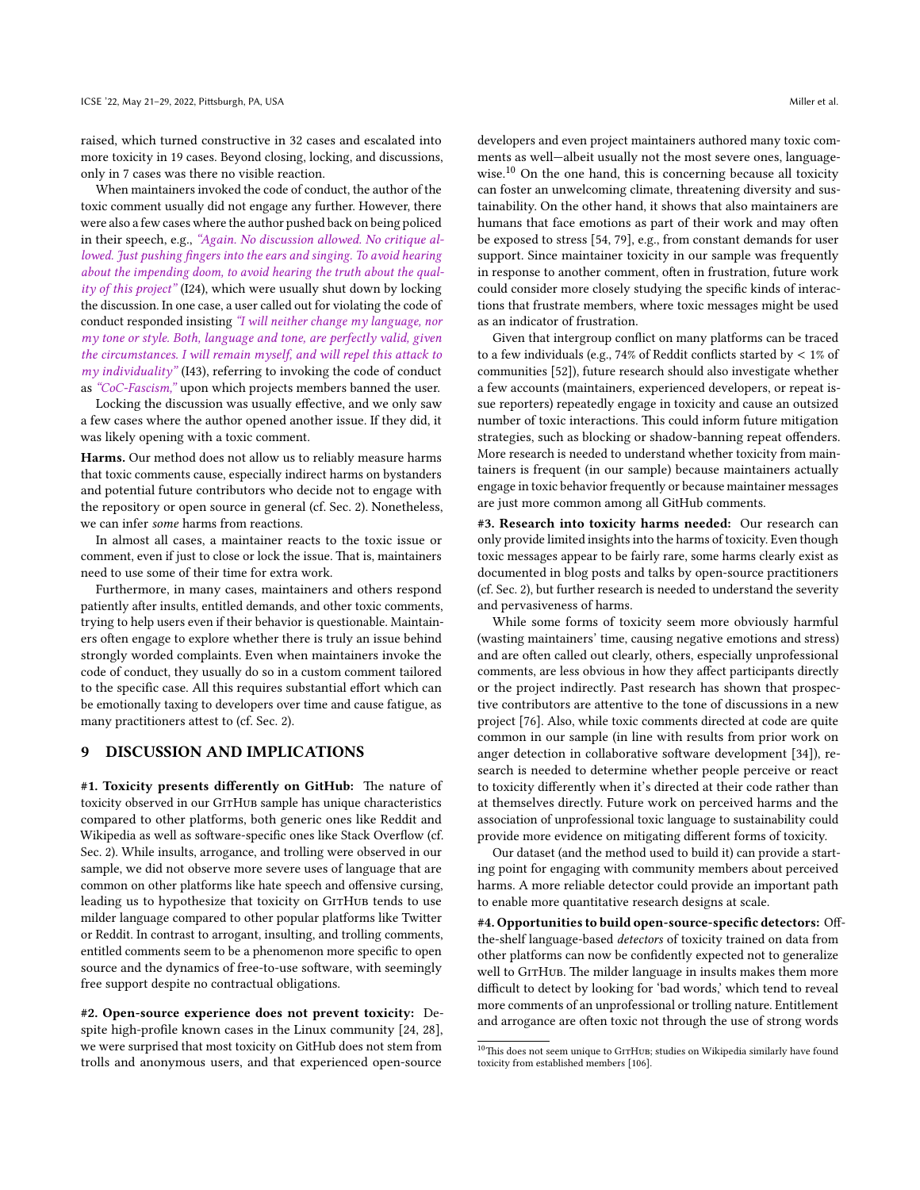raised, which turned constructive in 32 cases and escalated into more toxicity in 19 cases. Beyond closing, locking, and discussions, only in 7 cases was there no visible reaction.

When maintainers invoked the code of conduct, the author of the toxic comment usually did not engage any further. However, there were also a few cases where the author pushed back on being policed in their speech, e.g., *"Again. No discussion allowed. No critique allowed. Just pushing fingers into the ears and singing. To avoid hearing about the impending doom, to avoid hearing the truth about the quality of this project"* (I24), which were usually shut down by locking the discussion. In one case, a user called out for violating the code of conduct responded insisting *"I will neither change my language, nor my tone or style. Both, language and tone, are perfectly valid, given the circumstances. I will remain myself, and will repel this attack to my individuality"* (I43), referring to invoking the code of conduct as *"CoC-Fascism,"* upon which projects members banned the user.

Locking the discussion was usually effective, and we only saw a few cases where the author opened another issue. If they did, it was likely opening with a toxic comment.

**Harms.** Our method does not allow us to reliably measure harms that toxic comments cause, especially indirect harms on bystanders and potential future contributors who decide not to engage with the repository or open source in general (cf. Sec. 2). Nonetheless, we can infer *some* harms from reactions.

In almost all cases, a maintainer reacts to the toxic issue or comment, even if just to close or lock the issue. That is, maintainers need to use some of their time for extra work.

Furthermore, in many cases, maintainers and others respond patiently after insults, entitled demands, and other toxic comments, trying to help users even if their behavior is questionable. Maintainers often engage to explore whether there is truly an issue behind strongly worded complaints. Even when maintainers invoke the code of conduct, they usually do so in a custom comment tailored to the specific case. All this requires substantial effort which can be emotionally taxing to developers over time and cause fatigue, as many practitioners attest to (cf. Sec. 2).

## 9 DISCUSSION AND IMPLICATIONS

**#1. Toxicity presents differently on GitHub:** The nature of toxicity observed in our GitHub sample has unique characteristics compared to other platforms, both generic ones like Reddit and Wikipedia as well as software-specific ones like Stack Overflow (cf. Sec. 2). While insults, arrogance, and trolling were observed in our sample, we did not observe more severe uses of language that are common on other platforms like hate speech and offensive cursing, leading us to hypothesize that toxicity on GitHub tends to use milder language compared to other popular platforms like Twitter or Reddit. In contrast to arrogant, insulting, and trolling comments, entitled comments seem to be a phenomenon more specific to open source and the dynamics of free-to-use software, with seemingly free support despite no contractual obligations.

**#2. Open-source experience does not prevent toxicity:** Despite high-profile known cases in the Linux community [24, 28], we were surprised that most toxicity on GitHub does not stem from trolls and anonymous users, and that experienced open-source developers and even project maintainers authored many toxic comments as well—albeit usually not the most severe ones, language-wise.[10] On the one hand, this is concerning because all toxicity can foster an unwelcoming climate, threatening diversity and sustainability. On the other hand, it shows that also maintainers are humans that face emotions as part of their work and may often be exposed to stress [54, 79], e.g., from constant demands for user support. Since maintainer toxicity in our sample was frequently in response to another comment, often in frustration, future work could consider more closely studying the specific kinds of interactions that frustrate members, where toxic messages might be used as an indicator of frustration.

Given that intergroup conflict on many platforms can be traced to a few individuals (e.g., 74% of Reddit conflicts started by < 1% of communities [52]), future research should also investigate whether a few accounts (maintainers, experienced developers, or repeat issue reporters) repeatedly engage in toxicity and cause an outsized number of toxic interactions. This could inform future mitigation strategies, such as blocking or shadow-banning repeat offenders. More research is needed to understand whether toxicity from maintainers is frequent (in our sample) because maintainers actually engage in toxic behavior frequently or because maintainer messages are just more common among all GitHub comments.

**#3. Research into toxicity harms needed:** Our research can only provide limited insights into the harms of toxicity. Even though toxic messages appear to be fairly rare, some harms clearly exist as documented in blog posts and talks by open-source practitioners (cf. Sec. 2), but further research is needed to understand the severity and pervasiveness of harms.

While some forms of toxicity seem more obviously harmful (wasting maintainers' time, causing negative emotions and stress) and are often called out clearly, others, especially unprofessional comments, are less obvious in how they affect participants directly or the project indirectly. Past research has shown that prospective contributors are attentive to the tone of discussions in a new project [76]. Also, while toxic comments directed at code are quite common in our sample (in line with results from prior work on anger detection in collaborative software development [34]), research is needed to determine whether people perceive or react to toxicity differently when it's directed at their code rather than at themselves directly. Future work on perceived harms and the association of unprofessional toxic language to sustainability could provide more evidence on mitigating different forms of toxicity.

Our dataset (and the method used to build it) can provide a starting point for engaging with community members about perceived harms. A more reliable detector could provide an important path to enable more quantitative research designs at scale.

**#4. Opportunities to build open-source-specific detectors:** Off-the-shelf language-based *detectors* of toxicity trained on data from other platforms can now be confidently expected not to generalize well to GitHub. The milder language in insults makes them more difficult to detect by looking for 'bad words,' which tend to reveal more comments of an unprofessional or trolling nature. Entitlement and arrogance are often toxic not through the use of strong words

[10] This does not seem unique to GitHub; studies on Wikipedia similarly have found toxicity from established members [106].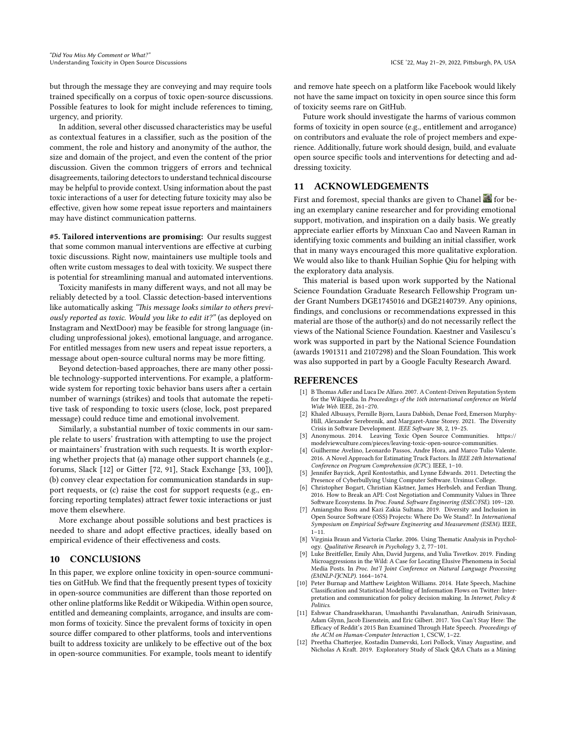but through the message they are conveying and may require tools trained specifically on a corpus of toxic open-source discussions. Possible features to look for might include references to timing, urgency, and priority.

In addition, several other discussed characteristics may be useful as contextual features in a classifier, such as the position of the comment, the role and history and anonymity of the author, the size and domain of the project, and even the content of the prior discussion. Given the common triggers of errors and technical disagreements, tailoring detectors to understand technical discourse may be helpful to provide context. Using information about the past toxic interactions of a user for detecting future toxicity may also be effective, given how some repeat issue reporters and maintainers may have distinct communication patterns.

**#5. Tailored interventions are promising:** Our results suggest that some common manual interventions are effective at curbing toxic discussions. Right now, maintainers use multiple tools and often write custom messages to deal with toxicity. We suspect there is potential for streamlining manual and automated interventions.

Toxicity manifests in many different ways, and not all may be reliably detected by a tool. Classic detection-based interventions like automatically asking *"This message looks similar to others previously reported as toxic. Would you like to edit it?"* (as deployed on Instagram and NextDoor) may be feasible for strong language (including unprofessional jokes), emotional language, and arrogance. For entitled messages from new users and repeat issue reporters, a message about open-source cultural norms may be more fitting.

Beyond detection-based approaches, there are many other possible technology-supported interventions. For example, a platform-wide system for reporting toxic behavior bans users after a certain number of warnings (strikes) and tools that automate the repetitive task of responding to toxic users (close, lock, post prepared message) could reduce time and emotional involvement.

Similarly, a substantial number of toxic comments in our sample relate to users' frustration with attempting to use the project or maintainers' frustration with such requests. It is worth exploring whether projects that (a) manage other support channels (e.g., forums, Slack [12] or Gitter [72, 91], Stack Exchange [33, 100]), (b) convey clear expectation for communication standards in support requests, or (c) raise the cost for support requests (e.g., enforcing reporting templates) attract fewer toxic interactions or just move them elsewhere.

More exchange about possible solutions and best practices is needed to share and adopt effective practices, ideally based on empirical evidence of their effectiveness and costs.

## 10 CONCLUSIONS

In this paper, we explore online toxicity in open-source communities on GitHub. We find that the frequently present types of toxicity in open-source communities are different than those reported on other online platforms like Reddit or Wikipedia. Within open source, entitled and demeaning complaints, arrogance, and insults are common forms of toxicity. Since the prevalent forms of toxicity in open source differ compared to other platforms, tools and interventions built to address toxicity are unlikely to be effective out of the box in open-source communities. For example, tools meant to identify and remove hate speech on a platform like Facebook would likely not have the same impact on toxicity in open source since this form of toxicity seems rare on GitHub.

Future work should investigate the harms of various common forms of toxicity in open source (e.g., entitlement and arrogance) on contributors and evaluate the role of project members and experience. Additionally, future work should design, build, and evaluate open source specific tools and interventions for detecting and addressing toxicity.

## 11 ACKNOWLEDGEMENTS

First and foremost, special thanks are given to Chanel for being an exemplary canine researcher and for providing emotional support, motivation, and inspiration on a daily basis. We greatly appreciate earlier efforts by Minxuan Cao and Naveen Raman in identifying toxic comments and building an initial classifier, work that in many ways encouraged this more qualitative exploration. We would also like to thank Huilian Sophie Qiu for helping with the exploratory data analysis.

This material is based upon work supported by the National Science Foundation Graduate Research Fellowship Program under Grant Numbers DGE1745016 and DGE2140739. Any opinions, findings, and conclusions or recommendations expressed in this material are those of the author(s) and do not necessarily reflect the views of the National Science Foundation. Kaestner and Vasilescu's work was supported in part by the National Science Foundation (awards 1901311 and 2107298) and the Sloan Foundation. This work was also supported in part by a Google Faculty Research Award.

## REFERENCES

- [1] B Thomas Adler and Luca De Alfaro. 2007. A Content-Driven Reputation System for the Wikipedia. In *Proceedings of the 16th international conference on World Wide Web*. IEEE, 261–270.
- [2] Khaled Albusays, Pernille Bjorn, Laura Dabbish, Denae Ford, Emerson Murphy-Hill, Alexander Serebrenik, and Margaret-Anne Storey. 2021. The Diversity Crisis in Software Development. *IEEE Software* 38, 2, 19–25.
- [3] Anonymous. 2014. Leaving Toxic Open Source Communities. https://modelviewculture.com/pieces/leaving-toxic-open-source-communities.
- [4] Guilherme Avelino, Leonardo Passos, Andre Hora, and Marco Tulio Valente. 2016. A Novel Approach for Estimating Truck Factors. In *IEEE 24th International Conference on Program Comprehension (ICPC)*. IEEE, 1–10.
- [5] Jennifer Bayzick, April Kontostathis, and Lynne Edwards. 2011. Detecting the Presence of Cyberbullying Using Computer Software. Ursinus College.
- [6] Christopher Bogart, Christian Kästner, James Herbsleb, and Ferdian Thung. 2016. How to Break an API: Cost Negotiation and Community Values in Three Software Ecosystems. In *Proc. Found. Software Engineering (ESEC/FSE)*. 109–120.
- [7] Amiangshu Bosu and Kazi Zakia Sultana. 2019. Diversity and Inclusion in Open Source Software (OSS) Projects: Where Do We Stand?. In *International Symposium on Empirical Software Engineering and Measurement (ESEM)*. IEEE, 1–11.
- [8] Virginia Braun and Victoria Clarke. 2006. Using Thematic Analysis in Psychology. *Qualitative Research in Psychology* 3, 2, 77–101.
- [9] Luke Breitfeller, Emily Ahn, David Jurgens, and Yulia Tsvetkov. 2019. Finding Microaggressions in the Wild: A Case for Locating Elusive Phenomena in Social Media Posts. In *Proc. Int'l Joint Conference on Natural Language Processing (EMNLP-IJCNLP)*. 1664–1674.
- [10] Peter Burnap and Matthew Leighton Williams. 2014. Hate Speech, Machine Classification and Statistical Modelling of Information Flows on Twitter: Interpretation and communication for policy decision making. In *Internet, Policy & Politics*.
- [11] Eshwar Chandrasekharan, Umashanthi Pavalanathan, Anirudh Srinivasan, Adam Glynn, Jacob Eisenstein, and Eric Gilbert. 2017. You Can't Stay Here: The Efficacy of Reddit's 2015 Ban Examined Through Hate Speech. *Proceedings of the ACM on Human-Computer Interaction* 1, CSCW, 1–22.
- [12] Preetha Chatterjee, Kostadin Damevski, Lori Pollock, Vinay Augustine, and Nicholas A Kraft. 2019. Exploratory Study of Slack Q&A Chats as a Mining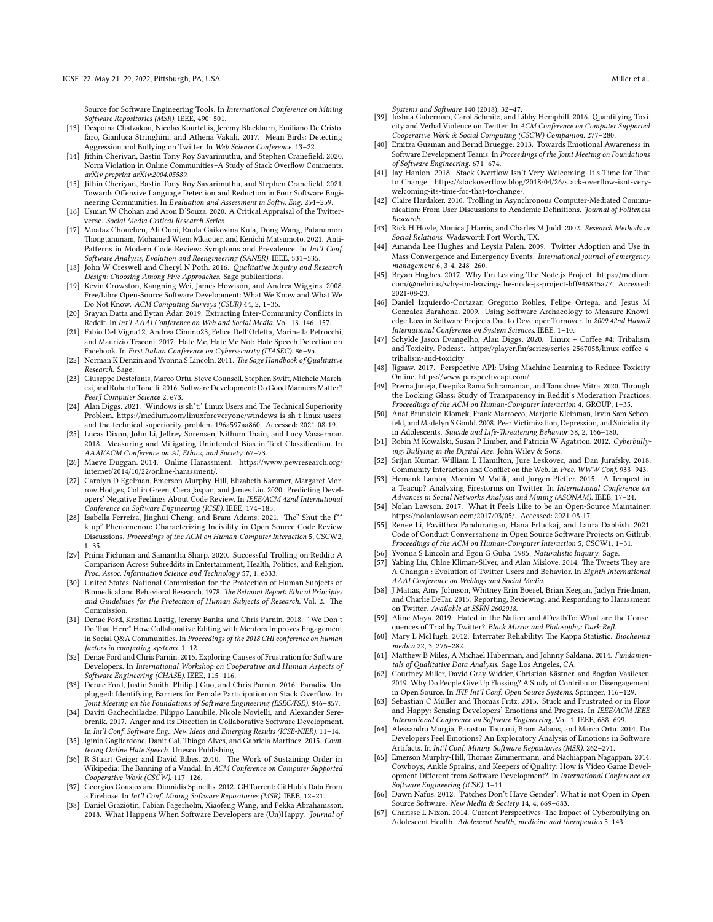Source for Software Engineering Tools. In *International Conference on Mining Software Repositories (MSR)*. IEEE, 490–501.

[13] Despoina Chatzakou, Nicolas Kourtellis, Jeremy Blackburn, Emiliano De Cristofaro, Gianluca Stringhini, and Athena Vakali. 2017. Mean Birds: Detecting Aggression and Bullying on Twitter. In *Web Science Conference*. 13–22.

[14] Jithin Cheriyan, Bastin Tony Roy Savarimuthu, and Stephen Cranefield. 2020. Norm Violation in Online Communities–A Study of Stack Overflow Comments. *arXiv preprint arXiv:2004.05589*.

[15] Jithin Cheriyan, Bastin Tony Roy Savarimuthu, and Stephen Cranefield. 2021. Towards Offensive Language Detection and Reduction in Four Software Engineering Communities. In *Evaluation and Assessment in Softw. Eng.* 254–259.

[16] Usman W Chohan and Aron D'Souza. 2020. A Critical Appraisal of the Twitterverse. *Social Media Critical Research Series*.

[17] Moataz Chouchen, Ali Ouni, Raula Gaikovina Kula, Dong Wang, Patanamon Thongtanunam, Mohamed Wiem Mkaouer, and Kenichi Matsumoto. 2021. Anti-Patterns in Modern Code Review: Symptoms and Prevalence. In *Int'l Conf. Software Analysis, Evolution and Reengineering (SANER)*. IEEE, 531–535.

[18] John W Creswell and Cheryl N Poth. 2016. *Qualitative Inquiry and Research Design: Choosing Among Five Approaches*. Sage publications.

[19] Kevin Crowston, Kangning Wei, James Howison, and Andrea Wiggins. 2008. Free/Libre Open-Source Software Development: What We Know and What We Do Not Know. *ACM Computing Surveys (CSUR)* 44, 2, 1–35.

[20] Srayan Datta and Eytan Adar. 2019. Extracting Inter-Community Conflicts in Reddit. In *Int'l AAAI Conference on Web and Social Media*, Vol. 13. 146–157.

[21] Fabio Del Vigna12, Andrea Cimino23, Felice Dell'Orletta, Marinella Petrocchi, and Maurizio Tesconi. 2017. Hate Me, Hate Me Not: Hate Speech Detection on Facebook. In *First Italian Conference on Cybersecurity (ITASEC)*. 86–95.

[22] Norman K Denzin and Yvonna S Lincoln. 2011. *The Sage Handbook of Qualitative Research*. Sage.

[23] Giuseppe Destefanis, Marco Ortu, Steve Counsell, Stephen Swift, Michele Marchesi, and Roberto Tonelli. 2016. Software Development: Do Good Manners Matter? *PeerJ Computer Science* 2, e73.

[24] Alan Diggs. 2021. 'Windows is sh*t:' Linux Users and The Technical Superiority Problem. https://medium.com/linuxforeveryone/windows-is-sh-t-linux-users-and-the-technical-superiority-problem-196a597aa860. Accessed: 2021-08-19.

[25] Lucas Dixon, John Li, Jeffrey Sorensen, Nithum Thain, and Lucy Vasserman. 2018. Measuring and Mitigating Unintended Bias in Text Classification. In *AAAI/ACM Conference on AI, Ethics, and Society*. 67–73.

[26] Maeve Duggan. 2014. Online Harassment. https://www.pewresearch.org/internet/2014/10/22/online-harassment/.

[27] Carolyn D Egelman, Emerson Murphy-Hill, Elizabeth Kammer, Margaret Morrow Hodges, Collin Green, Ciera Jaspan, and James Lin. 2020. Predicting Developers' Negative Feelings About Code Review. In *IEEE/ACM 42nd International Conference on Software Engineering (ICSE)*. IEEE, 174–185.

[28] Isabella Ferreira, Jinghui Cheng, and Bram Adams. 2021. The" Shut the f** k up" Phenomenon: Characterizing Incivility in Open Source Code Review Discussions. *Proceedings of the ACM on Human-Computer Interaction* 5, CSCW2, 1–35.

[29] Pnina Fichman and Samantha Sharp. 2020. Successful Trolling on Reddit: A Comparison Across Subreddits in Entertainment, Health, Politics, and Religion. *Proc. Assoc. Information Science and Technology* 57, 1, e333.

[30] United States. National Commission for the Protection of Human Subjects of Biomedical and Behavioral Research. 1978. *The Belmont Report: Ethical Principles and Guidelines for the Protection of Human Subjects of Research*. Vol. 2. The Commission.

[31] Denae Ford, Kristina Lustig, Jeremy Banks, and Chris Parnin. 2018. " We Don't Do That Here" How Collaborative Editing with Mentors Improves Engagement in Social Q&A Communities. In *Proceedings of the 2018 CHI conference on human factors in computing systems*. 1–12.

[32] Denae Ford and Chris Parnin. 2015. Exploring Causes of Frustration for Software Developers. In *International Workshop on Cooperative and Human Aspects of Software Engineering (CHASE)*. IEEE, 115–116.

[33] Denae Ford, Justin Smith, Philip J Guo, and Chris Parnin. 2016. Paradise Unplugged: Identifying Barriers for Female Participation on Stack Overflow. In *Joint Meeting on the Foundations of Software Engineering (ESEC/FSE)*. 846–857.

[34] Daviti Gachechiladze, Filippo Lanubile, Nicole Novielli, and Alexander Serebrenik. 2017. Anger and its Direction in Collaborative Software Development. In *Int'l Conf. Software Eng.: New Ideas and Emerging Results (ICSE-NIER)*. 11–14.

[35] Iginio Gagliardone, Danit Gal, Thiago Alves, and Gabriela Martinez. 2015. *Countering Online Hate Speech*. Unesco Publishing.

[36] R Stuart Geiger and David Ribes. 2010. The Work of Sustaining Order in Wikipedia: The Banning of a Vandal. In *ACM Conference on Computer Supported Cooperative Work (CSCW)*. 117–126.

[37] Georgios Gousios and Diomidis Spinellis. 2012. GHTorrent: GitHub's Data From a Firehose. In *Int'l Conf. Mining Software Repositories (MSR)*. IEEE, 12–21.

[38] Daniel Graziotin, Fabian Fagerholm, Xiaofeng Wang, and Pekka Abrahamsson. 2018. What Happens When Software Developers are (Un)Happy. *Journal of Systems and Software* 140 (2018), 32–47.

[39] Joshua Guberman, Carol Schmitz, and Libby Hemphill. 2016. Quantifying Toxicity and Verbal Violence on Twitter. In *ACM Conference on Computer Supported Cooperative Work & Social Computing (CSCW) Companion*. 277–280.

[40] Emitza Guzman and Bernd Bruegge. 2013. Towards Emotional Awareness in Software Development Teams. In *Proceedings of the Joint Meeting on Foundations of Software Engineering*. 671–674.

[41] Jay Hanlon. 2018. Stack Overflow Isn't Very Welcoming. It's Time for That to Change. https://stackoverflow.blog/2018/04/26/stack-overflow-isnt-very-welcoming-its-time-for-that-to-change/.

[42] Claire Hardaker. 2010. Trolling in Asynchronous Computer-Mediated Communication: From User Discussions to Academic Definitions. *Journal of Politeness Research*.

[43] Rick H Hoyle, Monica J Harris, and Charles M Judd. 2002. *Research Methods in Social Relations*. Wadsworth Fort Worth, TX.

[44] Amanda Lee Hughes and Leysia Palen. 2009. Twitter Adoption and Use in Mass Convergence and Emergency Events. *International journal of emergency management* 6, 3-4, 248–260.

[45] Bryan Hughes. 2017. Why I'm Leaving The Node.js Project. https://medium.com/@nebrius/why-im-leaving-the-node-js-project-bff946845a77. Accessed: 2021-08-23.

[46] Daniel Izquierdo-Cortazar, Gregorio Robles, Felipe Ortega, and Jesus M Gonzalez-Barahona. 2009. Using Software Archaeology to Measure Knowledge Loss in Software Projects Due to Developer Turnover. In *2009 42nd Hawaii International Conference on System Sciences*. IEEE, 1–10.

[47] Schykle Jason Evangelho, Alan Diggs. 2020. Linux + Coffee #4: Tribalism and Toxicity. Podcast. https://player.fm/series/series-2567058/linux-coffee-4-tribalism-and-toxicity

[48] Jigsaw. 2017. Perspective API: Using Machine Learning to Reduce Toxicity Online. https://www.perspectiveapi.com/.

[49] Prerna Juneja, Deepika Rama Subramanian, and Tanushree Mitra. 2020. Through the Looking Glass: Study of Transparency in Reddit's Moderation Practices. *Proceedings of the ACM on Human-Computer Interaction* 4, GROUP, 1–35.

[50] Anat Brunstein Klomek, Frank Marrocco, Marjorie Kleinman, Irvin Sam Schonfeld, and Madelyn S Gould. 2008. Peer Victimization, Depression, and Suicidiality in Adolescents. *Suicide and Life-Threatening Behavior* 38, 2, 166–180.

[51] Robin M Kowalski, Susan P Limber, and Patricia W Agatston. 2012. *Cyberbullying: Bullying in the Digital Age*. John Wiley & Sons.

[52] Srijan Kumar, William L Hamilton, Jure Leskovec, and Dan Jurafsky. 2018. Community Interaction and Conflict on the Web. In *Proc. WWW Conf.* 933–943.

[53] Hemank Lamba, Momin M Malik, and Jurgen Pfeffer. 2015. A Tempest in a Teacup? Analyzing Firestorms on Twitter. In *International Conference on Advances in Social Networks Analysis and Mining (ASONAM)*. IEEE, 17–24.

[54] Nolan Lawson. 2017. What it Feels Like to be an Open-Source Maintainer. https://nolanlawson.com/2017/03/05/. Accessed: 2021-08-17.

[55] Renee Li, Pavitthra Pandurangan, Hana Frluckaj, and Laura Dabbish. 2021. Code of Conduct Conversations in Open Source Software Projects on Github. *Proceedings of the ACM on Human-Computer Interaction* 5, CSCW1, 1–31.

[56] Yvonna S Lincoln and Egon G Guba. 1985. *Naturalistic Inquiry*. Sage.

[57] Yabing Liu, Chloe Kliman-Silver, and Alan Mislove. 2014. The Tweets They are A-Changin': Evolution of Twitter Users and Behavior. In *Eighth International AAAI Conference on Weblogs and Social Media*.

[58] J Matias, Amy Johnson, Whitney Erin Boesel, Brian Keegan, Jaclyn Friedman, and Charlie DeTar. 2015. Reporting, Reviewing, and Responding to Harassment on Twitter. *Available at SSRN 2602018*.

[59] Aline Maya. 2019. Hated in the Nation and #DeathTo: What are the Consequences of Trial by Twitter? *Black Mirror and Philosophy: Dark Refl.*

[60] Mary L McHugh. 2012. Interrater Reliability: The Kappa Statistic. *Biochemia medica* 22, 3, 276–282.

[61] Matthew B Miles, A Michael Huberman, and Johnny Saldana. 2014. *Fundamentals of Qualitative Data Analysis*. Sage Los Angeles, CA.

[62] Courtney Miller, David Gray Widder, Christian Kästner, and Bogdan Vasilescu. 2019. Why Do People Give Up Flossing? A Study of Contributor Disengagement in Open Source. In *IFIP Int'l Conf. Open Source Systems*. Springer, 116–129.

[63] Sebastian C Müller and Thomas Fritz. 2015. Stuck and Frustrated or in Flow and Happy: Sensing Developers' Emotions and Progress. In *IEEE/ACM IEEE International Conference on Software Engineering*, Vol. 1. IEEE, 688–699.

[64] Alessandro Murgia, Parastou Tourani, Bram Adams, and Marco Ortu. 2014. Do Developers Feel Emotions? An Exploratory Analysis of Emotions in Software Artifacts. In *Int'l Conf. Mining Software Repositories (MSR)*. 262–271.

[65] Emerson Murphy-Hill, Thomas Zimmermann, and Nachiappan Nagappan. 2014. Cowboys, Ankle Sprains, and Keepers of Quality: How is Video Game Development Different from Software Development?. In *International Conference on Software Engineering (ICSE)*. 1–11.

[66] Dawn Nafus. 2012. 'Patches Don't Have Gender': What is not Open in Open Source Software. *New Media & Society* 14, 4, 669–683.

[67] Charisse L Nixon. 2014. Current Perspectives: The Impact of Cyberbullying on Adolescent Health. *Adolescent health, medicine and therapeutics* 5, 143.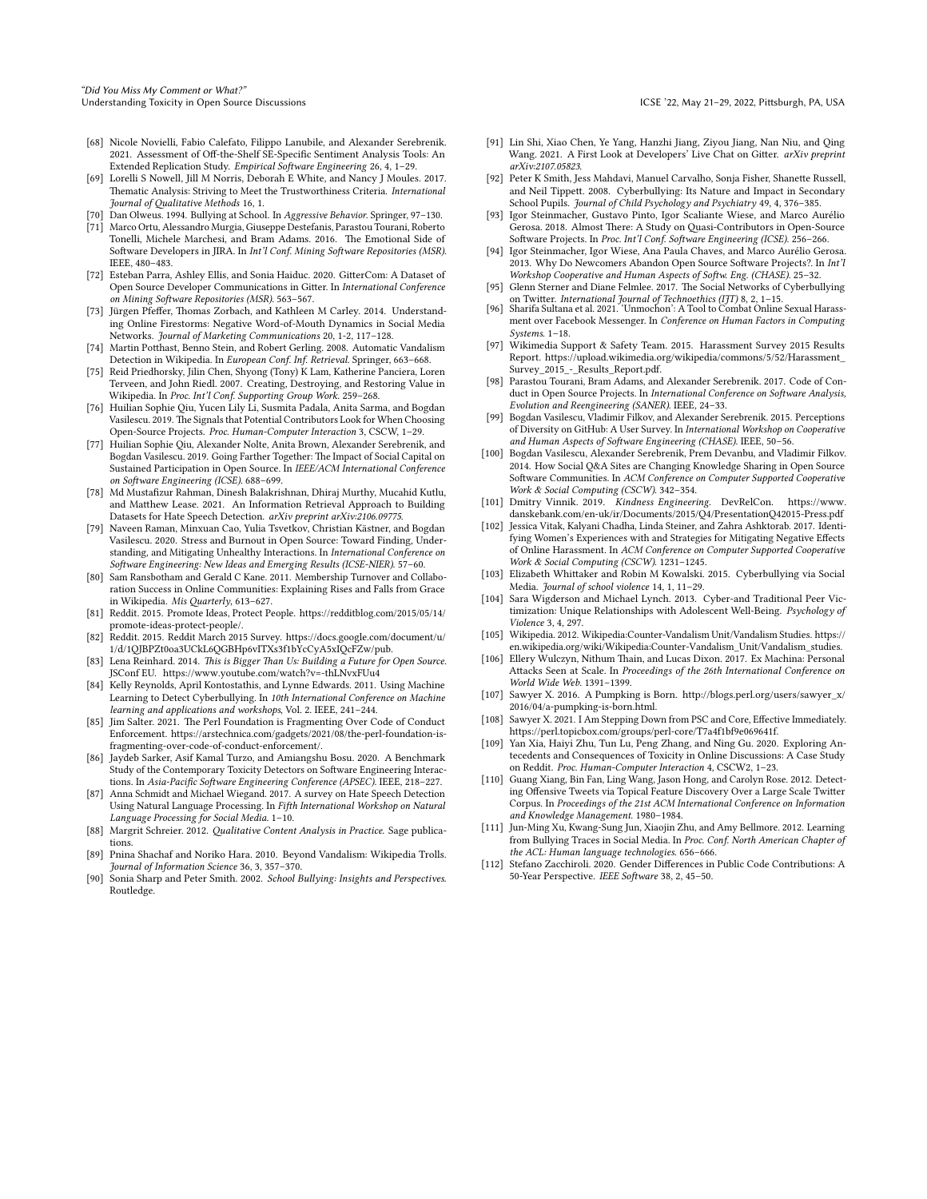[68] Nicole Novielli, Fabio Calefato, Filippo Lanubile, and Alexander Serebrenik. 2021. Assessment of Off-the-Shelf SE-Specific Sentiment Analysis Tools: An Extended Replication Study. *Empirical Software Engineering* 26, 4, 1–29.

[69] Lorelli S Nowell, Jill M Norris, Deborah E White, and Nancy J Moules. 2017. Thematic Analysis: Striving to Meet the Trustworthiness Criteria. *International Journal of Qualitative Methods* 16, 1.

[70] Dan Olweus. 1994. Bullying at School. In *Aggressive Behavior*. Springer, 97–130.

[71] Marco Ortu, Alessandro Murgia, Giuseppe Destefanis, Parastou Tourani, Roberto Tonelli, Michele Marchesi, and Bram Adams. 2016. The Emotional Side of Software Developers in JIRA. In *Int'l Conf. Mining Software Repositories (MSR)*. IEEE, 480–483.

[72] Esteban Parra, Ashley Ellis, and Sonia Haiduc. 2020. GitterCom: A Dataset of Open Source Developer Communications in Gitter. In *International Conference on Mining Software Repositories (MSR)*. 563–567.

[73] Jürgen Pfeffer, Thomas Zorbach, and Kathleen M Carley. 2014. Understanding Online Firestorms: Negative Word-of-Mouth Dynamics in Social Media Networks. *Journal of Marketing Communications* 20, 1-2, 117–128.

[74] Martin Potthast, Benno Stein, and Robert Gerling. 2008. Automatic Vandalism Detection in Wikipedia. In *European Conf. Inf. Retrieval*. Springer, 663–668.

[75] Reid Priedhorsky, Jilin Chen, Shyong (Tony) K Lam, Katherine Panciera, Loren Terveen, and John Riedl. 2007. Creating, Destroying, and Restoring Value in Wikipedia. In *Proc. Int'l Conf. Supporting Group Work*. 259–268.

[76] Huilian Sophie Qiu, Yucen Lily Li, Susmita Padala, Anita Sarma, and Bogdan Vasilescu. 2019. The Signals that Potential Contributors Look for When Choosing Open-Source Projects. *Proc. Human-Computer Interaction* 3, CSCW, 1–29.

[77] Huilian Sophie Qiu, Alexander Nolte, Anita Brown, Alexander Serebrenik, and Bogdan Vasilescu. 2019. Going Farther Together: The Impact of Social Capital on Sustained Participation in Open Source. In *IEEE/ACM International Conference on Software Engineering (ICSE)*. 688–699.

[78] Md Mustafizur Rahman, Dinesh Balakrishnan, Dhiraj Murthy, Mucahid Kutlu, and Matthew Lease. 2021. An Information Retrieval Approach to Building Datasets for Hate Speech Detection. *arXiv preprint arXiv:2106.09775*.

[79] Naveen Raman, Minxuan Cao, Yulia Tsvetkov, Christian Kästner, and Bogdan Vasilescu. 2020. Stress and Burnout in Open Source: Toward Finding, Understanding, and Mitigating Unhealthy Interactions. In *International Conference on Software Engineering: New Ideas and Emerging Results (ICSE-NIER)*. 57–60.

[80] Sam Ransbotham and Gerald C Kane. 2011. Membership Turnover and Collaboration Success in Online Communities: Explaining Rises and Falls from Grace in Wikipedia. *Mis Quarterly*, 613–627.

[81] Reddit. 2015. Promote Ideas, Protect People. https://redditblog.com/2015/05/14/promote-ideas-protect-people/.

[82] Reddit. 2015. Reddit March 2015 Survey. https://docs.google.com/document/u/1/d/1QJBPZt0oa3UCkL6QGBHp6vITXs3f1bYcCyA5xIQcFZw/pub.

[83] Lena Reinhard. 2014. *This is Bigger Than Us: Building a Future for Open Source*. JSConf EU. https://www.youtube.com/watch?v=-thLNvxFUu4

[84] Kelly Reynolds, April Kontostathis, and Lynne Edwards. 2011. Using Machine Learning to Detect Cyberbullying. In *10th International Conference on Machine learning and applications and workshops*, Vol. 2. IEEE, 241–244.

[85] Jim Salter. 2021. The Perl Foundation is Fragmenting Over Code of Conduct Enforcement. https://arstechnica.com/gadgets/2021/08/the-perl-foundation-is-fragmenting-over-code-of-conduct-enforcement/.

[86] Jaydeb Sarker, Asif Kamal Turzo, and Amiangshu Bosu. 2020. A Benchmark Study of the Contemporary Toxicity Detectors on Software Engineering Interactions. In *Asia-Pacific Software Engineering Conference (APSEC)*. IEEE, 218–227.

[87] Anna Schmidt and Michael Wiegand. 2017. A survey on Hate Speech Detection Using Natural Language Processing. In *Fifth International Workshop on Natural Language Processing for Social Media*. 1–10.

[88] Margrit Schreier. 2012. *Qualitative Content Analysis in Practice*. Sage publications.

[89] Pnina Shachaf and Noriko Hara. 2010. Beyond Vandalism: Wikipedia Trolls. *Journal of Information Science* 36, 3, 357–370.

[90] Sonia Sharp and Peter Smith. 2002. *School Bullying: Insights and Perspectives*. Routledge.

[91] Lin Shi, Xiao Chen, Ye Yang, Hanzhi Jiang, Ziyou Jiang, Nan Niu, and Qing Wang. 2021. A First Look at Developers' Live Chat on Gitter. *arXiv preprint arXiv:2107.05823*.

[92] Peter K Smith, Jess Mahdavi, Manuel Carvalho, Sonja Fisher, Shanette Russell, and Neil Tippett. 2008. Cyberbullying: Its Nature and Impact in Secondary School Pupils. *Journal of Child Psychology and Psychiatry* 49, 4, 376–385.

[93] Igor Steinmacher, Gustavo Pinto, Igor Scaliante Wiese, and Marco Aurélio Gerosa. 2018. Almost There: A Study on Quasi-Contributors in Open-Source Software Projects. In *Proc. Int'l Conf. Software Engineering (ICSE)*. 256–266.

[94] Igor Steinmacher, Igor Wiese, Ana Paula Chaves, and Marco Aurélio Gerosa. 2013. Why Do Newcomers Abandon Open Source Software Projects?. In *Int'l Workshop Cooperative and Human Aspects of Softw. Eng. (CHASE)*. 25–32.

[95] Glenn Sterner and Diane Felmlee. 2017. The Social Networks of Cyberbullying on Twitter. *International Journal of Technoethics (IJT)* 8, 2, 1–15.

[96] Sharifa Sultana et al. 2021. 'Unmochon': A Tool to Combat Online Sexual Harassment over Facebook Messenger. In *Conference on Human Factors in Computing Systems*. 1–18.

[97] Wikimedia Support & Safety Team. 2015. Harassment Survey 2015 Results Report. https://upload.wikimedia.org/wikipedia/commons/5/52/Harassment_Survey_2015_-_Results_Report.pdf.

[98] Parastou Tourani, Bram Adams, and Alexander Serebrenik. 2017. Code of Conduct in Open Source Projects. In *International Conference on Software Analysis, Evolution and Reengineering (SANER)*. IEEE, 24–33.

[99] Bogdan Vasilescu, Vladimir Filkov, and Alexander Serebrenik. 2015. Perceptions of Diversity on GitHub: A User Survey. In *International Workshop on Cooperative and Human Aspects of Software Engineering (CHASE)*. IEEE, 50–56.

[100] Bogdan Vasilescu, Alexander Serebrenik, Prem Devanbu, and Vladimir Filkov. 2014. How Social Q&A Sites are Changing Knowledge Sharing in Open Source Software Communities. In *ACM Conference on Computer Supported Cooperative Work & Social Computing (CSCW)*. 342–354.

[101] Dmitry Vinnik. 2019. *Kindness Engineering*. DevRelCon. https://www.danskebank.com/en-uk/ir/Documents/2015/Q4/PresentationQ42015-Press.pdf

[102] Jessica Vitak, Kalyani Chadha, Linda Steiner, and Zahra Ashktorab. 2017. Identifying Women's Experiences with and Strategies for Mitigating Negative Effects of Online Harassment. In *ACM Conference on Computer Supported Cooperative Work & Social Computing (CSCW)*. 1231–1245.

[103] Elizabeth Whittaker and Robin M Kowalski. 2015. Cyberbullying via Social Media. *Journal of school violence* 14, 1, 11–29.

[104] Sara Wigderson and Michael Lynch. 2013. Cyber-and Traditional Peer Victimization: Unique Relationships with Adolescent Well-Being. *Psychology of Violence* 3, 4, 297.

[105] Wikipedia. 2012. Wikipedia:Counter-Vandalism Unit/Vandalism Studies. https://en.wikipedia.org/wiki/Wikipedia:Counter-Vandalism_Unit/Vandalism_studies.

[106] Ellery Wulczyn, Nithum Thain, and Lucas Dixon. 2017. Ex Machina: Personal Attacks Seen at Scale. In *Proceedings of the 26th International Conference on World Wide Web*. 1391–1399.

[107] Sawyer X. 2016. A Pumpking is Born. http://blogs.perl.org/users/sawyer_x/2016/04/a-pumpking-is-born.html.

[108] Sawyer X. 2021. I Am Stepping Down from PSC and Core, Effective Immediately. https://perl.topicbox.com/groups/perl-core/T7a4f1bf9e069641f.

[109] Yan Xia, Haiyi Zhu, Tun Lu, Peng Zhang, and Ning Gu. 2020. Exploring Antecedents and Consequences of Toxicity in Online Discussions: A Case Study on Reddit. *Proc. Human-Computer Interaction* 4, CSCW2, 1–23.

[110] Guang Xiang, Bin Fan, Ling Wang, Jason Hong, and Carolyn Rose. 2012. Detecting Offensive Tweets via Topical Feature Discovery Over a Large Scale Twitter Corpus. In *Proceedings of the 21st ACM International Conference on Information and Knowledge Management*. 1980–1984.

[111] Jun-Ming Xu, Kwang-Sung Jun, Xiaojin Zhu, and Amy Bellmore. 2012. Learning from Bullying Traces in Social Media. In *Proc. Conf. North American Chapter of the ACL: Human language technologies*. 656–666.

[112] Stefano Zacchiroli. 2020. Gender Differences in Public Code Contributions: A 50-Year Perspective. *IEEE Software* 38, 2, 45–50.